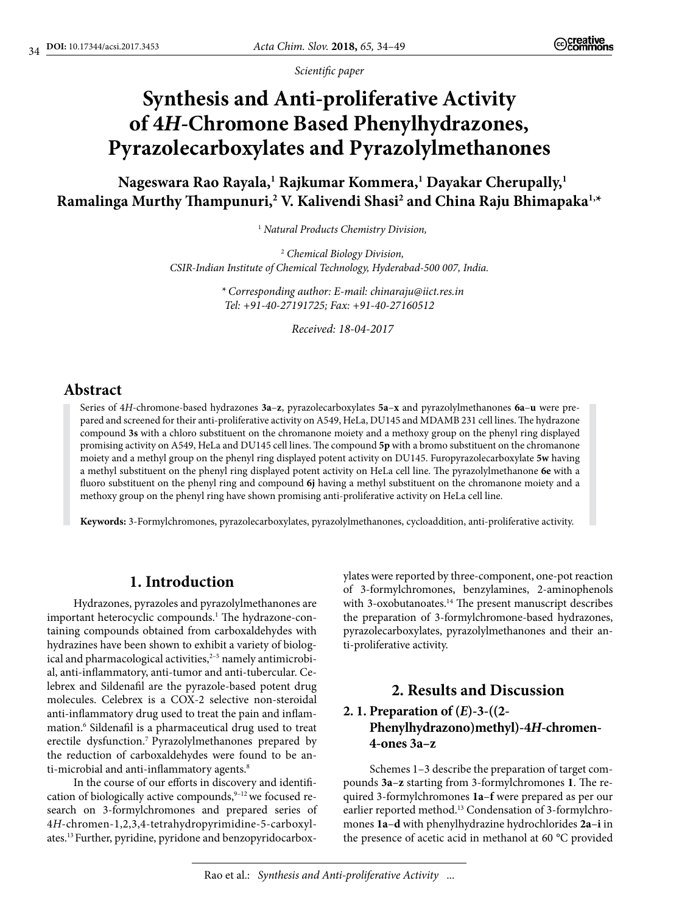*Scientific paper*

# Synthesis and Anti-proliferative Activity of 4*H*-Chromone Based Phenylhydrazones, Pyrazolecarboxylates and Pyrazolylmethanones

**Nageswara Rao Rayala,[1] Rajkumar Kommera,[1] Dayakar Cherupally,[1] Ramalinga Murthy Thampunuri,[2] V. Kalivendi Shasi[2] and China Raju Bhimapaka[1,*]**

[1] *Natural Products Chemistry Division,*

[2] *Chemical Biology Division, CSIR-Indian Institute of Chemical Technology, Hyderabad-500 007, India.*

\* *Corresponding author: E-mail: chinaraju@iict.res.in Tel: +91-40-27191725; Fax: +91-40-27160512*

*Received: 18-04-2017*

## Abstract

Series of 4*H*-chromone-based hydrazones **3a**–**z**, pyrazolecarboxylates **5a**–**x** and pyrazolylmethanones **6a**–**u** were prepared and screened for their anti-proliferative activity on A549, HeLa, DU145 and MDAMB 231 cell lines. The hydrazone compound **3s** with a chloro substituent on the chromanone moiety and a methoxy group on the phenyl ring displayed promising activity on A549, HeLa and DU145 cell lines. The compound **5p** with a bromo substituent on the chromanone moiety and a methyl group on the phenyl ring displayed potent activity on DU145. Furopyrazolecarboxylate **5w** having a methyl substituent on the phenyl ring displayed potent activity on HeLa cell line. The pyrazolylmethanone **6e** with a fluoro substituent on the phenyl ring and compound **6j** having a methyl substituent on the chromanone moiety and a methoxy group on the phenyl ring have shown promising anti-proliferative activity on HeLa cell line.

**Keywords:** 3-Formylchromones, pyrazolecarboxylates, pyrazolylmethanones, cycloaddition, anti-proliferative activity.

## 1. Introduction

Hydrazones, pyrazoles and pyrazolylmethanones are important heterocyclic compounds.[1] The hydrazone-containing compounds obtained from carboxaldehydes with hydrazines have been shown to exhibit a variety of biological and pharmacological activities,[2–5] namely antimicrobial, anti-inflammatory, anti-tumor and anti-tubercular. Celebrex and Sildenafil are the pyrazole-based potent drug molecules. Celebrex is a COX-2 selective non-steroidal anti-inflammatory drug used to treat the pain and inflammation.[6] Sildenafil is a pharmaceutical drug used to treat erectile dysfunction.[7] Pyrazolylmethanones prepared by the reduction of carboxaldehydes were found to be anti-microbial and anti-inflammatory agents.[8]

In the course of our efforts in discovery and identification of biologically active compounds,[9–12] we focused research on 3-formylchromones and prepared series of 4*H*-chromen-1,2,3,4-tetrahydropyrimidine-5-carboxylates.[13] Further, pyridine, pyridone and benzopyridocarboxylates were reported by three-component, one-pot reaction of 3-formylchromones, benzylamines, 2-aminophenols with 3-oxobutanoates.[14] The present manuscript describes the preparation of 3-formylchromone-based hydrazones, pyrazolecarboxylates, pyrazolylmethanones and their anti-proliferative activity.

## 2. Results and Discussion

### 2. 1. Preparation of (*E*)-3-((2-Phenylhydrazono)methyl)-4*H*-chromen-4-ones 3a–z

Schemes 1–3 describe the preparation of target compounds **3a**–**z** starting from 3-formylchromones **1**. The required 3-formylchromones **1a**–**f** were prepared as per our earlier reported method.[13] Condensation of 3-formylchromones **1a**–**d** with phenylhydrazine hydrochlorides **2a**–**i** in the presence of acetic acid in methanol at 60 °C provided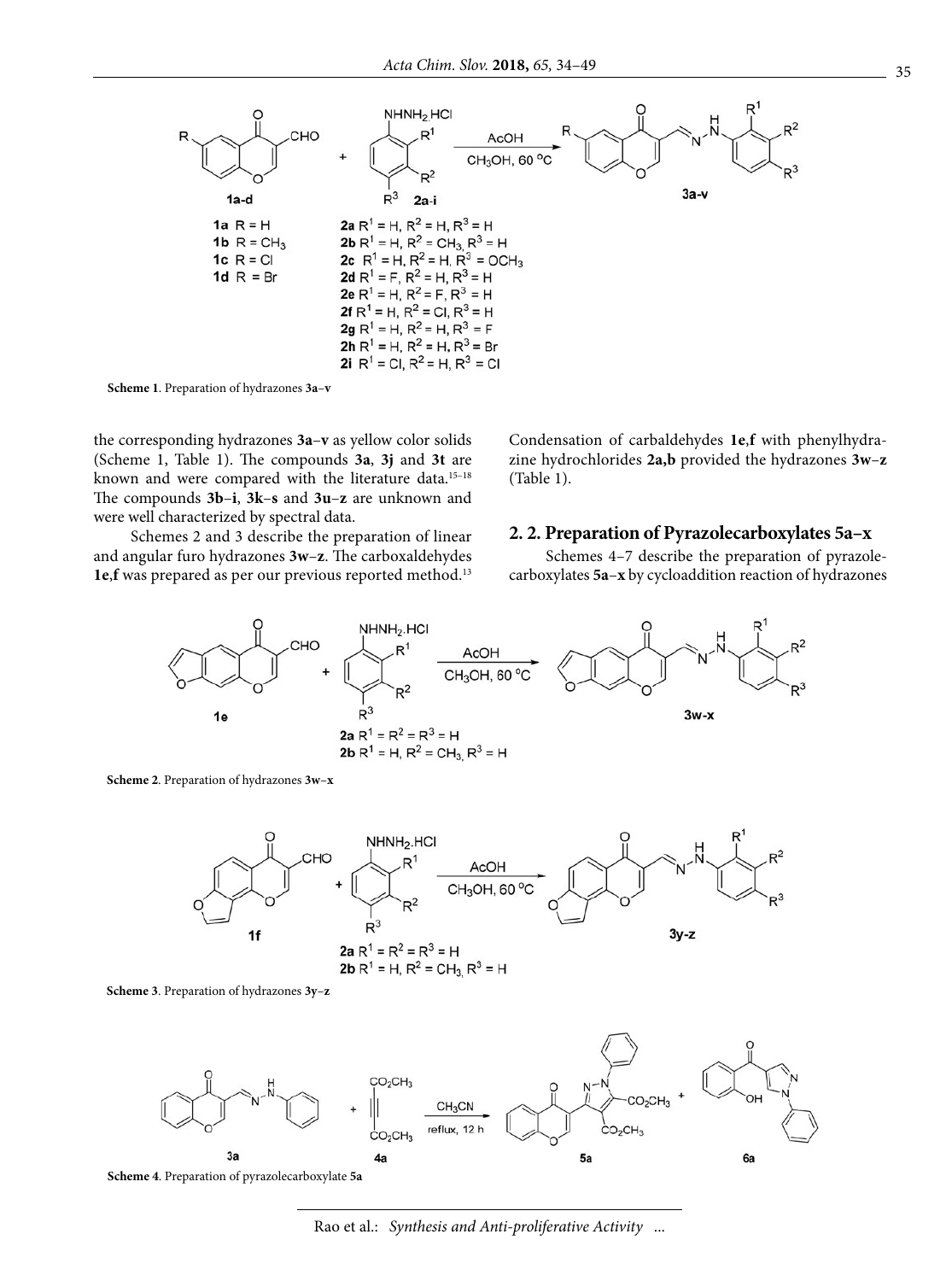**Scheme 1**. Preparation of hydrazones **3a**–**v**

the corresponding hydrazones **3a**–**v** as yellow color solids (Scheme 1, Table 1). The compounds **3a**, **3j** and **3t** are known and were compared with the literature data.[15–18] The compounds **3b**–**i**, **3k**–**s** and **3u**–**z** are unknown and were well characterized by spectral data.

Schemes 2 and 3 describe the preparation of linear and angular furo hydrazones **3w**–**z**. The carboxaldehydes **1e**,**f** was prepared as per our previous reported method.[13] Condensation of carbaldehydes **1e**,**f** with phenylhydrazine hydrochlorides **2a**,**b** provided the hydrazones **3w**–**z** (Table 1).

## 2. 2. Preparation of Pyrazolecarboxylates 5a–x

Schemes 4–7 describe the preparation of pyrazolecarboxylates **5a**–**x** by cycloaddition reaction of hydrazones

**Scheme 2**. Preparation of hydrazones **3w**–**x**

**Scheme 3**. Preparation of hydrazones **3y**–**z**

**Scheme 4**. Preparation of pyrazolecarboxylate **5a**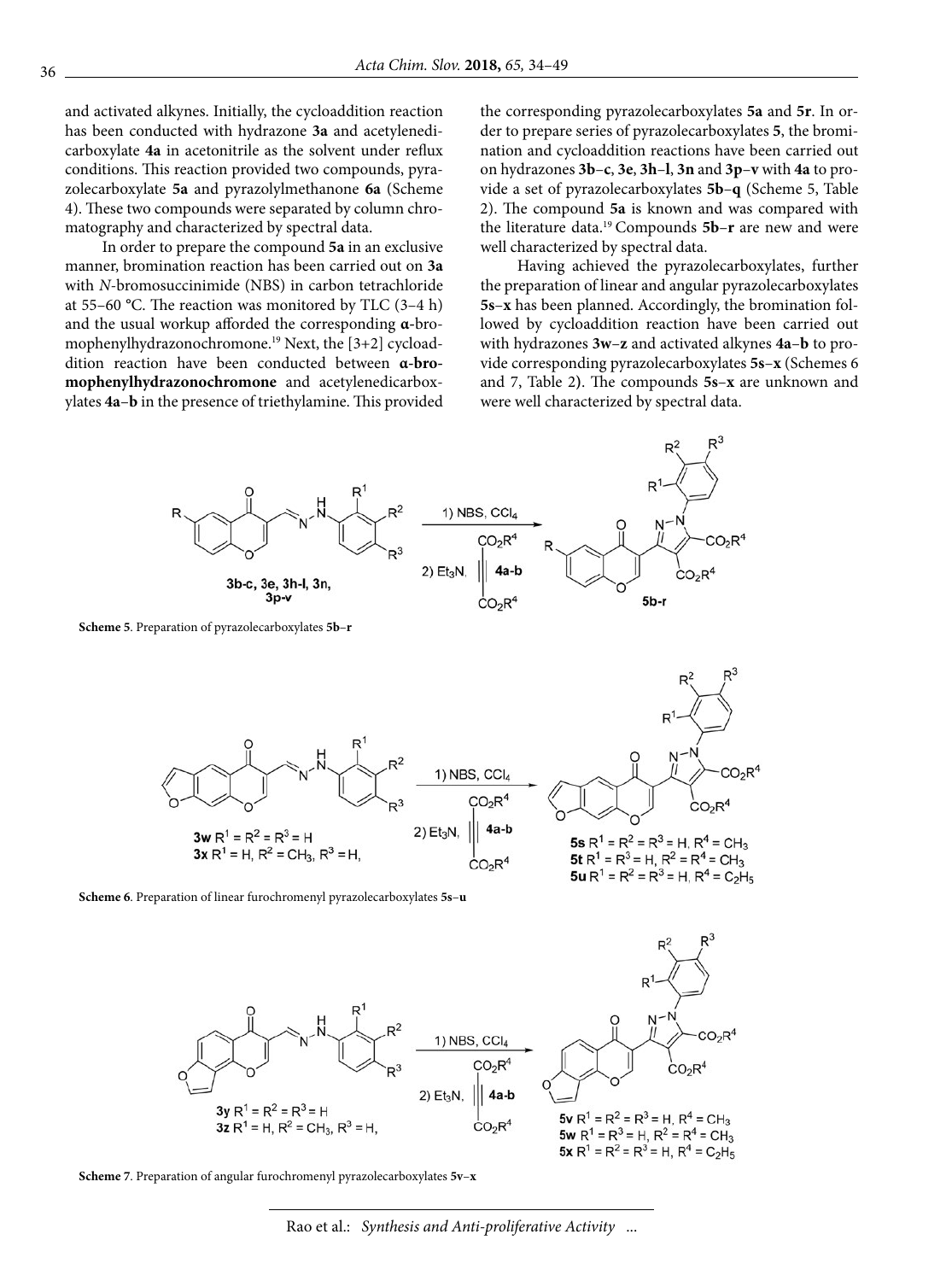and activated alkynes. Initially, the cycloaddition reaction has been conducted with hydrazone **3a** and acetylenedicarboxylate **4a** in acetonitrile as the solvent under reflux conditions. This reaction provided two compounds, pyrazolecarboxylate **5a** and pyrazolylmethanone **6a** (Scheme 4). These two compounds were separated by column chromatography and characterized by spectral data.

In order to prepare the compound **5a** in an exclusive manner, bromination reaction has been carried out on **3a** with *N*-bromosuccinimide (NBS) in carbon tetrachloride at 55–60 °C. The reaction was monitored by TLC (3–4 h) and the usual workup afforded the corresponding **α**-bromophenylhydrazonochromone.[19] Next, the [3+2] cycloaddition reaction have been conducted between **α-bromophenylhydrazonochromone** and acetylenedicarboxylates **4a**–**b** in the presence of triethylamine. This provided the corresponding pyrazolecarboxylates **5a** and **5r**. In order to prepare series of pyrazolecarboxylates **5**, the bromination and cycloaddition reactions have been carried out on hydrazones **3b**–**c**, **3e**, **3h**–**l**, **3n** and **3p**–**v** with **4a** to provide a set of pyrazolecarboxylates **5b**–**q** (Scheme 5, Table 2). The compound **5a** is known and was compared with the literature data.[19] Compounds **5b**–**r** are new and were well characterized by spectral data.

Having achieved the pyrazolecarboxylates, further the preparation of linear and angular pyrazolecarboxylates **5s**–**x** has been planned. Accordingly, the bromination followed by cycloaddition reaction have been carried out with hydrazones **3w**–**z** and activated alkynes **4a**–**b** to provide corresponding pyrazolecarboxylates **5s**–**x** (Schemes 6 and 7, Table 2). The compounds **5s**–**x** are unknown and were well characterized by spectral data.

**3b-c, 3e, 3h-l, 3n, 3p-v** → 1) NBS, $CCl_4$; 2) $Et_3N$, $CO_2R^4$–C≡C–$CO_2R^4$ **4a-b** → **5b-r**

**Scheme 5**. Preparation of pyrazolecarboxylates **5b**–**r**

**3w** $R^1 = R^2 = R^3 = H$
**3x** $R^1 = H$, $R^2 = CH_3$, $R^3 = H$,

1) NBS, $CCl_4$; 2) $Et_3N$, $CO_2R^4$–C≡C–$CO_2R^4$ **4a-b**

**5s** $R^1 = R^2 = R^3 = H$, $R^4 = CH_3$
**5t** $R^1 = R^3 = H$, $R^2 = R^4 = CH_3$
**5u** $R^1 = R^2 = R^3 = H$, $R^4 = C_2H_5$

**Scheme 6**. Preparation of linear furochromenyl pyrazolecarboxylates **5s**–**u**

**3y** $R^1 = R^2 = R^3 = H$
**3z** $R^1 = H$, $R^2 = CH_3$, $R^3 = H$,

1) NBS, $CCl_4$; 2) $Et_3N$, $CO_2R^4$–C≡C–$CO_2R^4$ **4a-b**

**5v** $R^1 = R^2 = R^3 = H$, $R^4 = CH_3$
**5w** $R^1 = R^3 = H$, $R^2 = R^4 = CH_3$
**5x** $R^1 = R^2 = R^3 = H$, $R^4 = C_2H_5$

**Scheme 7**. Preparation of angular furochromenyl pyrazolecarboxylates **5v**–**x**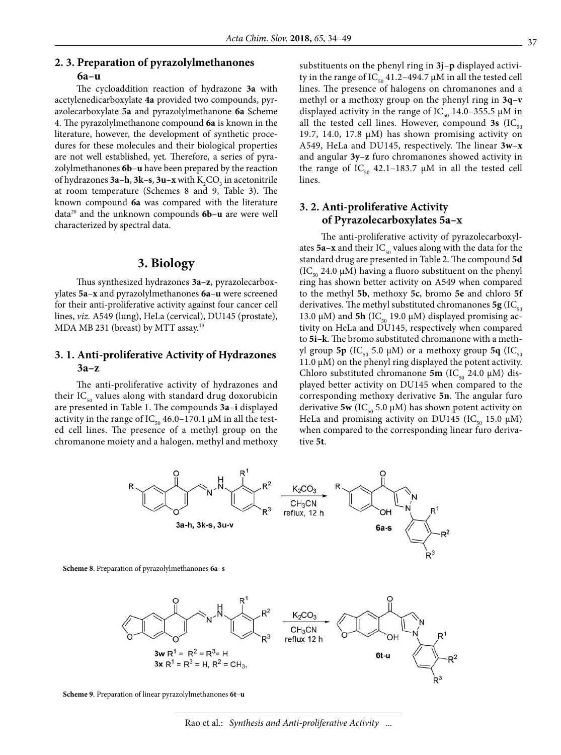### 2. 3. Preparation of pyrazolylmethanones 6a–u

The cycloaddition reaction of hydrazone **3a** with acetylenedicarboxylate **4a** provided two compounds, pyrazolecarboxylate **5a** and pyrazolylmethanone **6a** Scheme 4. The pyrazolylmethanone compound **6a** is known in the literature, however, the development of synthetic procedures for these molecules and their biological properties are not well established, yet. Therefore, a series of pyrazolylmethanones **6b–u** have been prepared by the reaction of hydrazones **3a–h**, **3k–s**, **3u–x** with $K_2CO_3$ in acetonitrile at room temperature (Schemes 8 and 9, Table 3). The known compound **6a** was compared with the literature data[20] and the unknown compounds **6b–u** are were well characterized by spectral data.

## 3. Biology

Thus synthesized hydrazones **3a–z**, pyrazolecarboxylates **5a–x** and pyrazolylmethanones **6a–u** were screened for their anti-proliferative activity against four cancer cell lines, *viz.* A549 (lung), HeLa (cervical), DU145 (prostate), MDA MB 231 (breast) by MTT assay.[13]

### 3. 1. Anti-proliferative Activity of Hydrazones 3a–z

The anti-proliferative activity of hydrazones and their $IC_{50}$ values along with standard drug doxorubicin are presented in Table 1. The compounds **3a–i** displayed activity in the range of $IC_{50}$ 46.0–170.1 μM in all the tested cell lines. The presence of a methyl group on the chromanone moiety and a halogen, methyl and methoxy substituents on the phenyl ring in **3j–p** displayed activity in the range of $IC_{50}$ 41.2–494.7 μM in all the tested cell lines. The presence of halogens on chromanones and a methyl or a methoxy group on the phenyl ring in **3q–v** displayed activity in the range of $IC_{50}$ 14.0–355.5 μM in all the tested cell lines. However, compound **3s** ($IC_{50}$ 19.7, 14.0, 17.8 μM) has shown promising activity on A549, HeLa and DU145, respectively. The linear **3w–x** and angular **3y–z** furo chromanones showed activity in the range of $IC_{50}$ 42.1–183.7 μM in all the tested cell lines.

### 3. 2. Anti-proliferative Activity of Pyrazolecarboxylates 5a–x

The anti-proliferative activity of pyrazolecarboxylates **5a–x** and their $IC_{50}$ values along with the data for the standard drug are presented in Table 2. The compound **5d** ($IC_{50}$ 24.0 μM) having a fluoro substituent on the phenyl ring has shown better activity on A549 when compared to the methyl **5b**, methoxy **5c**, bromo **5e** and chloro **5f** derivatives. The methyl substituted chromanones **5g** ($IC_{50}$ 13.0 μM) and **5h** ($IC_{50}$ 19.0 μM) displayed promising activity on HeLa and DU145, respectively when compared to **5i–k**. The bromo substituted chromanone with a methyl group **5p** ($IC_{50}$ 5.0 μM) or a methoxy group **5q** ($IC_{50}$ 11.0 μM) on the phenyl ring displayed the potent activity. Chloro substituted chromanone **5m** ($IC_{50}$ 24.0 μM) displayed better activity on DU145 when compared to the corresponding methoxy derivative **5n**. The angular furo derivative **5w** ($IC_{50}$ 5.0 μM) has shown potent activity on HeLa and promising activity on DU145 ($IC_{50}$ 15.0 μM) when compared to the corresponding linear furo derivative **5t**.

**Scheme 8**. Preparation of pyrazolylmethanones **6a–s**

**Scheme 9**. Preparation of linear pyrazolylmethanones **6t–u**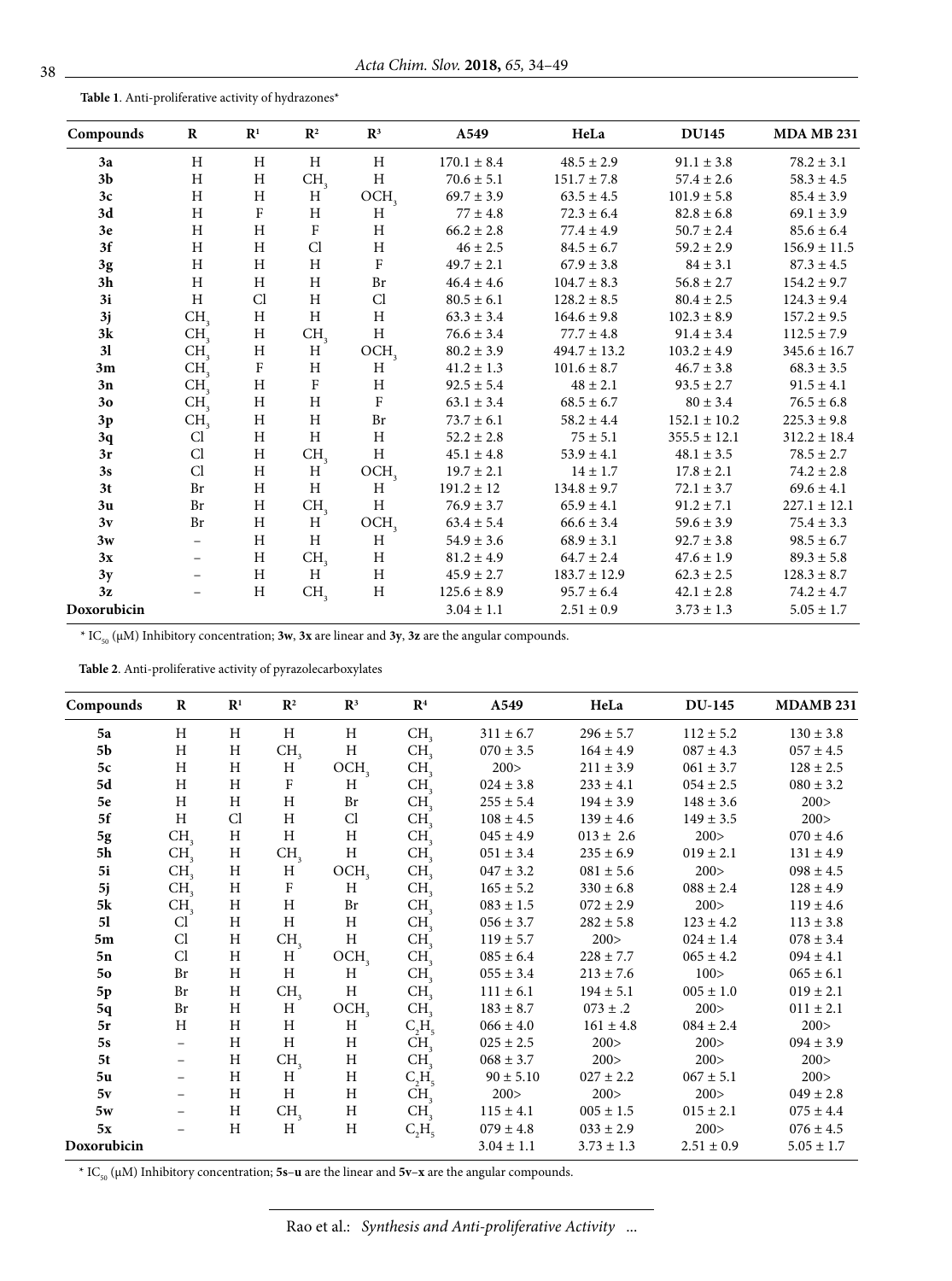**Table 1**. Anti-proliferative activity of hydrazones*

| Compounds | R | R[1] | R[2] | R[3] | A549 | HeLa | DU145 | MDA MB 231 |
|---|---|---|---|---|---|---|---|---|
| **3a** | H | H | H | H | 170.1 ± 8.4 | 48.5 ± 2.9 | 91.1 ± 3.8 | 78.2 ± 3.1 |
| **3b** | H | H | $CH_3$ | H | 70.6 ± 5.1 | 151.7 ± 7.8 | 57.4 ± 2.6 | 58.3 ± 4.5 |
| **3c** | H | H | H | $OCH_3$ | 69.7 ± 3.9 | 63.5 ± 4.5 | 101.9 ± 5.8 | 85.4 ± 3.9 |
| **3d** | H | F | H | H | 77 ± 4.8 | 72.3 ± 6.4 | 82.8 ± 6.8 | 69.1 ± 3.9 |
| **3e** | H | H | F | H | 66.2 ± 2.8 | 77.4 ± 4.9 | 50.7 ± 2.4 | 85.6 ± 6.4 |
| **3f** | H | H | Cl | H | 46 ± 2.5 | 84.5 ± 6.7 | 59.2 ± 2.9 | 156.9 ± 11.5 |
| **3g** | H | H | H | F | 49.7 ± 2.1 | 67.9 ± 3.8 | 84 ± 3.1 | 87.3 ± 4.5 |
| **3h** | H | H | H | Br | 46.4 ± 4.6 | 104.7 ± 8.3 | 56.8 ± 2.7 | 154.2 ± 9.7 |
| **3i** | H | Cl | H | Cl | 80.5 ± 6.1 | 128.2 ± 8.5 | 80.4 ± 2.5 | 124.3 ± 9.4 |
| **3j** | $CH_3$ | H | H | H | 63.3 ± 3.4 | 164.6 ± 9.8 | 102.3 ± 8.9 | 157.2 ± 9.5 |
| **3k** | $CH_3$ | H | $CH_3$ | H | 76.6 ± 3.4 | 77.7 ± 4.8 | 91.4 ± 3.4 | 112.5 ± 7.9 |
| **3l** | $CH_3$ | H | H | $OCH_3$ | 80.2 ± 3.9 | 494.7 ± 13.2 | 103.2 ± 4.9 | 345.6 ± 16.7 |
| **3m** | $CH_3$ | F | H | H | 41.2 ± 1.3 | 101.6 ± 8.7 | 46.7 ± 3.8 | 68.3 ± 3.5 |
| **3n** | $CH_3$ | H | F | H | 92.5 ± 5.4 | 48 ± 2.1 | 93.5 ± 2.7 | 91.5 ± 4.1 |
| **3o** | $CH_3$ | H | H | F | 63.1 ± 3.4 | 68.5 ± 6.7 | 80 ± 3.4 | 76.5 ± 6.8 |
| **3p** | $CH_3$ | H | H | Br | 73.7 ± 6.1 | 58.2 ± 4.4 | 152.1 ± 10.2 | 225.3 ± 9.8 |
| **3q** | Cl | H | H | H | 52.2 ± 2.8 | 75 ± 5.1 | 355.5 ± 12.1 | 312.2 ± 18.4 |
| **3r** | Cl | H | $CH_3$ | H | 45.1 ± 4.8 | 53.9 ± 4.1 | 48.1 ± 3.5 | 78.5 ± 2.7 |
| **3s** | Cl | H | H | $OCH_3$ | 19.7 ± 2.1 | 14 ± 1.7 | 17.8 ± 2.1 | 74.2 ± 2.8 |
| **3t** | Br | H | H | H | 191.2 ± 12 | 134.8 ± 9.7 | 72.1 ± 3.7 | 69.6 ± 4.1 |
| **3u** | Br | H | $CH_3$ | H | 76.9 ± 3.7 | 65.9 ± 4.1 | 91.2 ± 7.1 | 227.1 ± 12.1 |
| **3v** | Br | H | H | $OCH_3$ | 63.4 ± 5.4 | 66.6 ± 3.4 | 59.6 ± 3.9 | 75.4 ± 3.3 |
| **3w** | – | H | H | H | 54.9 ± 3.6 | 68.9 ± 3.1 | 92.7 ± 3.8 | 98.5 ± 6.7 |
| **3x** | – | H | $CH_3$ | H | 81.2 ± 4.9 | 64.7 ± 2.4 | 47.6 ± 1.9 | 89.3 ± 5.8 |
| **3y** | – | H | H | H | 45.9 ± 2.7 | 183.7 ± 12.9 | 62.3 ± 2.5 | 128.3 ± 8.7 |
| **3z** | – | H | $CH_3$ | H | 125.6 ± 8.9 | 95.7 ± 6.4 | 42.1 ± 2.8 | 74.2 ± 4.7 |
| **Doxorubicin** | | | | | 3.04 ± 1.1 | 2.51 ± 0.9 | 3.73 ± 1.3 | 5.05 ± 1.7 |

* $IC_{50}$ (μM) Inhibitory concentration; **3w**, **3x** are linear and **3y**, **3z** are the angular compounds.

**Table 2**. Anti-proliferative activity of pyrazolecarboxylates

| Compounds | R | R[1] | R[2] | R[3] | R[4] | A549 | HeLa | DU-145 | MDAMB 231 |
|---|---|---|---|---|---|---|---|---|---|
| **5a** | H | H | H | H | $CH_3$ | 311 ± 6.7 | 296 ± 5.7 | 112 ± 5.2 | 130 ± 3.8 |
| **5b** | H | H | $CH_3$ | H | $CH_3$ | 070 ± 3.5 | 164 ± 4.9 | 087 ± 4.3 | 057 ± 4.5 |
| **5c** | H | H | H | $OCH_3$ | $CH_3$ | 200> | 211 ± 3.9 | 061 ± 3.7 | 128 ± 2.5 |
| **5d** | H | H | F | H | $CH_3$ | 024 ± 3.8 | 233 ± 4.1 | 054 ± 2.5 | 080 ± 3.2 |
| **5e** | H | H | H | Br | $CH_3$ | 255 ± 5.4 | 194 ± 3.9 | 148 ± 3.6 | 200> |
| **5f** | H | Cl | H | Cl | $CH_3$ | 108 ± 4.5 | 139 ± 4.6 | 149 ± 3.5 | 200> |
| **5g** | $CH_3$ | H | H | H | $CH_3$ | 045 ± 4.9 | 013 ± 2.6 | 200> | 070 ± 4.6 |
| **5h** | $CH_3$ | H | $CH_3$ | H | $CH_3$ | 051 ± 3.4 | 235 ± 6.9 | 019 ± 2.1 | 131 ± 4.9 |
| **5i** | $CH_3$ | H | H | $OCH_3$ | $CH_3$ | 047 ± 3.2 | 081 ± 5.6 | 200> | 098 ± 4.5 |
| **5j** | $CH_3$ | H | F | H | $CH_3$ | 165 ± 5.2 | 330 ± 6.8 | 088 ± 2.4 | 128 ± 4.9 |
| **5k** | $CH_3$ | H | H | Br | $CH_3$ | 083 ± 1.5 | 072 ± 2.9 | 200> | 119 ± 4.6 |
| **5l** | Cl | H | H | H | $CH_3$ | 056 ± 3.7 | 282 ± 5.8 | 123 ± 4.2 | 113 ± 3.8 |
| **5m** | Cl | H | $CH_3$ | H | $CH_3$ | 119 ± 5.7 | 200> | 024 ± 1.4 | 078 ± 3.4 |
| **5n** | Cl | H | H | $OCH_3$ | $CH_3$ | 085 ± 6.4 | 228 ± 7.7 | 065 ± 4.2 | 094 ± 4.1 |
| **5o** | Br | H | H | H | $CH_3$ | 055 ± 3.4 | 213 ± 7.6 | 100> | 065 ± 6.1 |
| **5p** | Br | H | $CH_3$ | H | $CH_3$ | 111 ± 6.1 | 194 ± 5.1 | 005 ± 1.0 | 019 ± 2.1 |
| **5q** | Br | H | H | $OCH_3$ | $CH_3$ | 183 ± 8.7 | 073 ± .2 | 200> | 011 ± 2.1 |
| **5r** | H | H | H | H | $C_2H_5$ | 066 ± 4.0 | 161 ± 4.8 | 084 ± 2.4 | 200> |
| **5s** | – | H | H | H | $CH_3$ | 025 ± 2.5 | 200> | 200> | 094 ± 3.9 |
| **5t** | – | H | $CH_3$ | H | $CH_3$ | 068 ± 3.7 | 200> | 200> | 200> |
| **5u** | – | H | H | H | $C_2H_5$ | 90 ± 5.10 | 027 ± 2.2 | 067 ± 5.1 | 200> |
| **5v** | – | H | H | H | $CH_3$ | 200> | 200> | 200> | 049 ± 2.8 |
| **5w** | – | H | $CH_3$ | H | $CH_3$ | 115 ± 4.1 | 005 ± 1.5 | 015 ± 2.1 | 075 ± 4.4 |
| **5x** | – | H | H | H | $C_2H_5$ | 079 ± 4.8 | 033 ± 2.9 | 200> | 076 ± 4.5 |
| **Doxorubicin** | | | | | | 3.04 ± 1.1 | 3.73 ± 1.3 | 2.51 ± 0.9 | 5.05 ± 1.7 |

* $IC_{50}$ (μM) Inhibitory concentration; **5s–u** are the linear and **5v–x** are the angular compounds.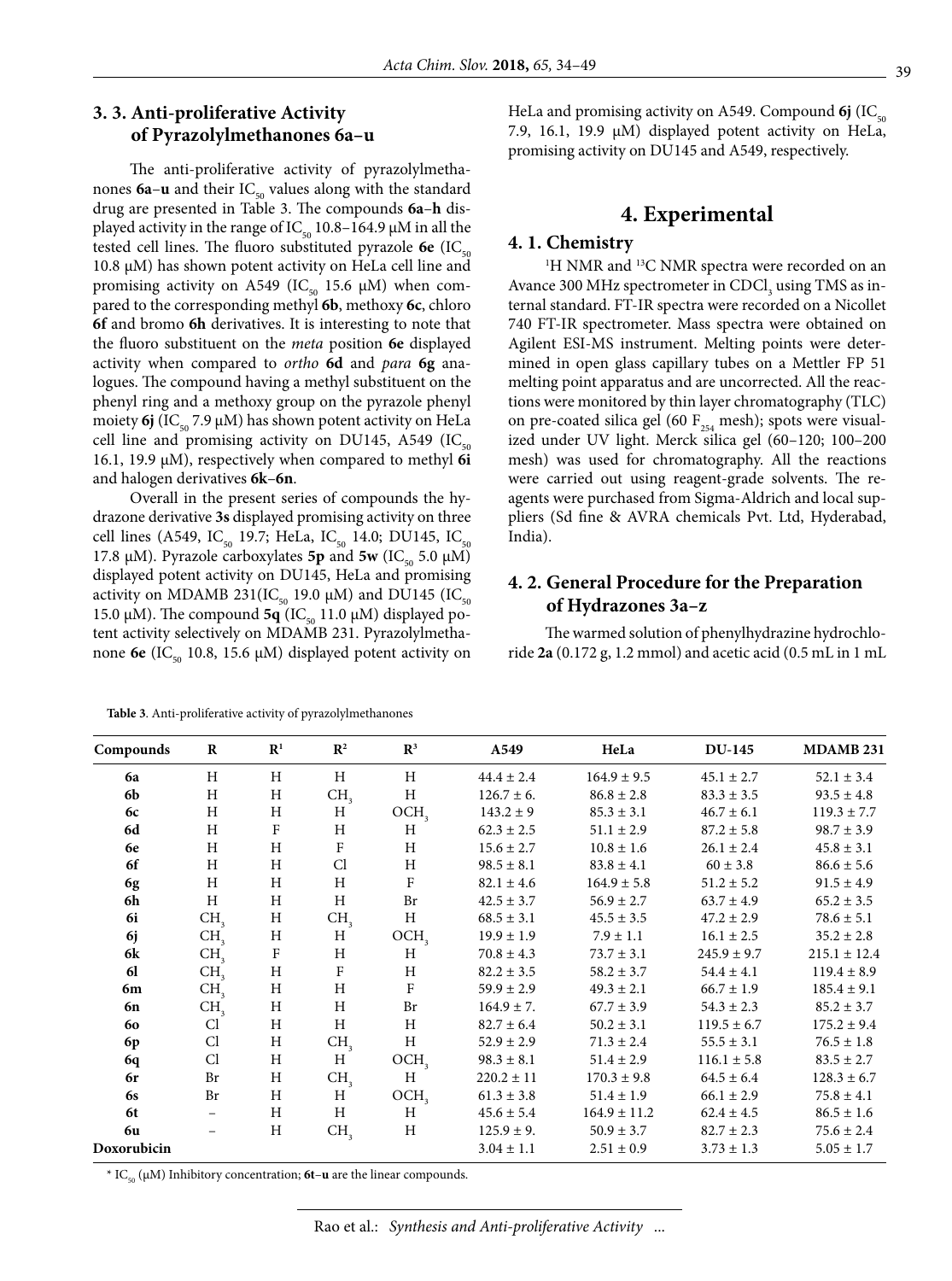## 3. 3. Anti-proliferative Activity of Pyrazolylmethanones 6a–u

The anti-proliferative activity of pyrazolylmethanones **6a**–**u** and their $IC_{50}$ values along with the standard drug are presented in Table 3. The compounds **6a**–**h** displayed activity in the range of $IC_{50}$ 10.8–164.9 μM in all the tested cell lines. The fluoro substituted pyrazole **6e** ($IC_{50}$ 10.8 μM) has shown potent activity on HeLa cell line and promising activity on A549 ($IC_{50}$ 15.6 μM) when compared to the corresponding methyl **6b**, methoxy **6c**, chloro **6f** and bromo **6h** derivatives. It is interesting to note that the fluoro substituent on the *meta* position **6e** displayed activity when compared to *ortho* **6d** and *para* **6g** analogues. The compound having a methyl substituent on the phenyl ring and a methoxy group on the pyrazole phenyl moiety **6j** ($IC_{50}$ 7.9 μM) has shown potent activity on HeLa cell line and promising activity on DU145, A549 ($IC_{50}$ 16.1, 19.9 μM), respectively when compared to methyl **6i** and halogen derivatives **6k**–**6n**.

Overall in the present series of compounds the hydrazone derivative **3s** displayed promising activity on three cell lines (A549, $IC_{50}$ 19.7; HeLa, $IC_{50}$ 14.0; DU145, $IC_{50}$ 17.8 μM). Pyrazole carboxylates **5p** and **5w** ($IC_{50}$ 5.0 μM) displayed potent activity on DU145, HeLa and promising activity on MDAMB 231($IC_{50}$ 19.0 μM) and DU145 ($IC_{50}$ 15.0 μM). The compound **5q** ($IC_{50}$ 11.0 μM) displayed potent activity selectively on MDAMB 231. Pyrazolylmethanone **6e** ($IC_{50}$ 10.8, 15.6 μM) displayed potent activity on HeLa and promising activity on A549. Compound **6j** ($IC_{50}$ 7.9, 16.1, 19.9 μM) displayed potent activity on HeLa, promising activity on DU145 and A549, respectively.

**Table 3**. Anti-proliferative activity of pyrazolylmethanones

| Compounds | R | $R^1$ | $R^2$ | $R^3$ | A549 | HeLa | DU-145 | MDAMB 231 |
|---|---|---|---|---|---|---|---|---|
| **6a** | H | H | H | H | 44.4 ± 2.4 | 164.9 ± 9.5 | 45.1 ± 2.7 | 52.1 ± 3.4 |
| **6b** | H | H | $CH_3$ | H | 126.7 ± 6. | 86.8 ± 2.8 | 83.3 ± 3.5 | 93.5 ± 4.8 |
| **6c** | H | H | H | $OCH_3$ | 143.2 ± 9 | 85.3 ± 3.1 | 46.7 ± 6.1 | 119.3 ± 7.7 |
| **6d** | H | F | H | H | 62.3 ± 2.5 | 51.1 ± 2.9 | 87.2 ± 5.8 | 98.7 ± 3.9 |
| **6e** | H | H | F | H | 15.6 ± 2.7 | 10.8 ± 1.6 | 26.1 ± 2.4 | 45.8 ± 3.1 |
| **6f** | H | H | Cl | H | 98.5 ± 8.1 | 83.8 ± 4.1 | 60 ± 3.8 | 86.6 ± 5.6 |
| **6g** | H | H | H | F | 82.1 ± 4.6 | 164.9 ± 5.8 | 51.2 ± 5.2 | 91.5 ± 4.9 |
| **6h** | H | H | H | Br | 42.5 ± 3.7 | 56.9 ± 2.7 | 63.7 ± 4.9 | 65.2 ± 3.5 |
| **6i** | $CH_3$ | H | $CH_3$ | H | 68.5 ± 3.1 | 45.5 ± 3.5 | 47.2 ± 2.9 | 78.6 ± 5.1 |
| **6j** | $CH_3$ | H | H | $OCH_3$ | 19.9 ± 1.9 | 7.9 ± 1.1 | 16.1 ± 2.5 | 35.2 ± 2.8 |
| **6k** | $CH_3$ | F | H | H | 70.8 ± 4.3 | 73.7 ± 3.1 | 245.9 ± 9.7 | 215.1 ± 12.4 |
| **6l** | $CH_3$ | H | F | H | 82.2 ± 3.5 | 58.2 ± 3.7 | 54.4 ± 4.1 | 119.4 ± 8.9 |
| **6m** | $CH_3$ | H | H | F | 59.9 ± 2.9 | 49.3 ± 2.1 | 66.7 ± 1.9 | 185.4 ± 9.1 |
| **6n** | $CH_3$ | H | H | Br | 164.9 ± 7. | 67.7 ± 3.9 | 54.3 ± 2.3 | 85.2 ± 3.7 |
| **6o** | Cl | H | H | H | 82.7 ± 6.4 | 50.2 ± 3.1 | 119.5 ± 6.7 | 175.2 ± 9.4 |
| **6p** | Cl | H | $CH_3$ | H | 52.9 ± 2.9 | 71.3 ± 2.4 | 55.5 ± 3.1 | 76.5 ± 1.8 |
| **6q** | Cl | H | H | $OCH_3$ | 98.3 ± 8.1 | 51.4 ± 2.9 | 116.1 ± 5.8 | 83.5 ± 2.7 |
| **6r** | Br | H | $CH_3$ | H | 220.2 ± 11 | 170.3 ± 9.8 | 64.5 ± 6.4 | 128.3 ± 6.7 |
| **6s** | Br | H | H | $OCH_3$ | 61.3 ± 3.8 | 51.4 ± 1.9 | 66.1 ± 2.9 | 75.8 ± 4.1 |
| **6t** | – | H | H | H | 45.6 ± 5.4 | 164.9 ± 11.2 | 62.4 ± 4.5 | 86.5 ± 1.6 |
| **6u** | – | H | $CH_3$ | H | 125.9 ± 9. | 50.9 ± 3.7 | 82.7 ± 2.3 | 75.6 ± 2.4 |
| **Doxorubicin** | | | | | 3.04 ± 1.1 | 2.51 ± 0.9 | 3.73 ± 1.3 | 5.05 ± 1.7 |

\* $IC_{50}$ (μM) Inhibitory concentration; **6t**–**u** are the linear compounds.

# 4. Experimental

## 4. 1. Chemistry

$^1H$ NMR and $^{13}C$ NMR spectra were recorded on an Avance 300 MHz spectrometer in $CDCl_3$ using TMS as internal standard. FT-IR spectra were recorded on a Nicollet 740 FT-IR spectrometer. Mass spectra were obtained on Agilent ESI-MS instrument. Melting points were determined in open glass capillary tubes on a Mettler FP 51 melting point apparatus and are uncorrected. All the reactions were monitored by thin layer chromatography (TLC) on pre-coated silica gel (60 $F_{254}$ mesh); spots were visualized under UV light. Merck silica gel (60–120; 100–200 mesh) was used for chromatography. All the reactions were carried out using reagent-grade solvents. The reagents were purchased from Sigma-Aldrich and local suppliers (Sd fine & AVRA chemicals Pvt. Ltd, Hyderabad, India).

## 4. 2. General Procedure for the Preparation of Hydrazones 3a–z

The warmed solution of phenylhydrazine hydrochloride **2a** (0.172 g, 1.2 mmol) and acetic acid (0.5 mL in 1 mL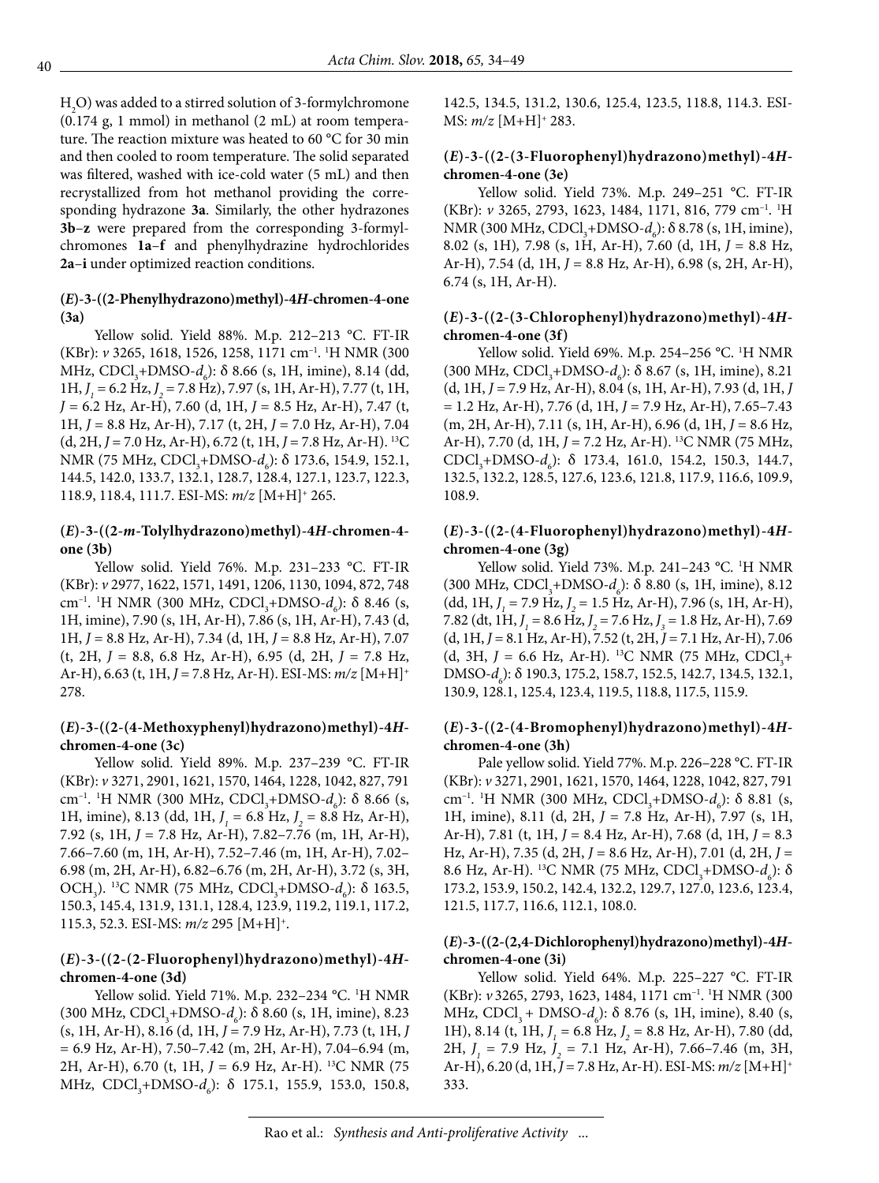$H_2O$) was added to a stirred solution of 3-formylchromone (0.174 g, 1 mmol) in methanol (2 mL) at room temperature. The reaction mixture was heated to 60 °C for 30 min and then cooled to room temperature. The solid separated was filtered, washed with ice-cold water (5 mL) and then recrystallized from hot methanol providing the corresponding hydrazone **3a**. Similarly, the other hydrazones **3b–z** were prepared from the corresponding 3-formylchromones **1a–f** and phenylhydrazine hydrochlorides **2a–i** under optimized reaction conditions.

### (*E*)-3-((2-Phenylhydrazono)methyl)-4*H*-chromen-4-one (3a)

Yellow solid. Yield 88%. M.p. 212–213 °C. FT-IR (KBr): *ν* 3265, 1618, 1526, 1258, 1171 cm$^{-1}$. $^1$H NMR (300 MHz, $CDCl_3$+DMSO-$d_6$): δ 8.66 (s, 1H, imine), 8.14 (dd, 1H, $J_1$ = 6.2 Hz, $J_2$ = 7.8 Hz), 7.97 (s, 1H, Ar-H), 7.77 (t, 1H, *J* = 6.2 Hz, Ar-H), 7.60 (d, 1H, *J* = 8.5 Hz, Ar-H), 7.47 (t, 1H, *J* = 8.8 Hz, Ar-H), 7.17 (t, 2H, *J* = 7.0 Hz, Ar-H), 7.04 (d, 2H, *J* = 7.0 Hz, Ar-H), 6.72 (t, 1H, *J* = 7.8 Hz, Ar-H). $^{13}$C NMR (75 MHz, $CDCl_3$+DMSO-$d_6$): δ 173.6, 154.9, 152.1, 144.5, 142.0, 133.7, 132.1, 128.7, 128.4, 127.1, 123.7, 122.3, 118.9, 118.4, 111.7. ESI-MS: *m/z* [M+H]$^+$ 265.

### (*E*)-3-((2-*m*-Tolylhydrazono)methyl)-4*H*-chromen-4-one (3b)

Yellow solid. Yield 76%. M.p. 231–233 °C. FT-IR (KBr): *ν* 2977, 1622, 1571, 1491, 1206, 1130, 1094, 872, 748 cm$^{-1}$. $^1$H NMR (300 MHz, $CDCl_3$+DMSO-$d_6$): δ 8.46 (s, 1H, imine), 7.90 (s, 1H, Ar-H), 7.86 (s, 1H, Ar-H), 7.43 (d, 1H, *J* = 8.8 Hz, Ar-H), 7.34 (d, 1H, *J* = 8.8 Hz, Ar-H), 7.07 (t, 2H, *J* = 8.8, 6.8 Hz, Ar-H), 6.95 (d, 2H, *J* = 7.8 Hz, Ar-H), 6.63 (t, 1H, *J* = 7.8 Hz, Ar-H). ESI-MS: *m/z* [M+H]$^+$ 278.

### (*E*)-3-((2-(4-Methoxyphenyl)hydrazono)methyl)-4*H*-chromen-4-one (3c)

Yellow solid. Yield 89%. M.p. 237–239 °C. FT-IR (KBr): *ν* 3271, 2901, 1621, 1570, 1464, 1228, 1042, 827, 791 cm$^{-1}$. $^1$H NMR (300 MHz, $CDCl_3$+DMSO-$d_6$): δ 8.66 (s, 1H, imine), 8.13 (dd, 1H, $J_1$ = 6.8 Hz, $J_2$ = 8.8 Hz, Ar-H), 7.92 (s, 1H, *J* = 7.8 Hz, Ar-H), 7.82–7.76 (m, 1H, Ar-H), 7.66–7.60 (m, 1H, Ar-H), 7.52–7.46 (m, 1H, Ar-H), 7.02–6.98 (m, 2H, Ar-H), 6.82–6.76 (m, 2H, Ar-H), 3.72 (s, 3H, $OCH_3$). $^{13}$C NMR (75 MHz, $CDCl_3$+DMSO-$d_6$): δ 163.5, 150.3, 145.4, 131.9, 131.1, 128.4, 123.9, 119.2, 119.1, 117.2, 115.3, 52.3. ESI-MS: *m/z* 295 [M+H]$^+$.

### (*E*)-3-((2-(2-Fluorophenyl)hydrazono)methyl)-4*H*-chromen-4-one (3d)

Yellow solid. Yield 71%. M.p. 232–234 °C. $^1$H NMR (300 MHz, $CDCl_3$+DMSO-$d_6$): δ 8.60 (s, 1H, imine), 8.23 (s, 1H, Ar-H), 8.16 (d, 1H, *J* = 7.9 Hz, Ar-H), 7.73 (t, 1H, *J* = 6.9 Hz, Ar-H), 7.50–7.42 (m, 2H, Ar-H), 7.04–6.94 (m, 2H, Ar-H), 6.70 (t, 1H, *J* = 6.9 Hz, Ar-H). $^{13}$C NMR (75 MHz, $CDCl_3$+DMSO-$d_6$): δ 175.1, 155.9, 153.0, 150.8, 142.5, 134.5, 131.2, 130.6, 125.4, 123.5, 118.8, 114.3. ESI-MS: *m/z* [M+H]$^+$ 283.

### (*E*)-3-((2-(3-Fluorophenyl)hydrazono)methyl)-4*H*-chromen-4-one (3e)

Yellow solid. Yield 73%. M.p. 249–251 °C. FT-IR (KBr): *ν* 3265, 2793, 1623, 1484, 1171, 816, 779 cm$^{-1}$. $^1$H NMR (300 MHz, $CDCl_3$+DMSO-$d_6$): δ 8.78 (s, 1H, imine), 8.02 (s, 1H), 7.98 (s, 1H, Ar-H), 7.60 (d, 1H, *J* = 8.8 Hz, Ar-H), 7.54 (d, 1H, *J* = 8.8 Hz, Ar-H), 6.98 (s, 2H, Ar-H), 6.74 (s, 1H, Ar-H).

### (*E*)-3-((2-(3-Chlorophenyl)hydrazono)methyl)-4*H*-chromen-4-one (3f)

Yellow solid. Yield 69%. M.p. 254–256 °C. $^1$H NMR (300 MHz, $CDCl_3$+DMSO-$d_6$): δ 8.67 (s, 1H, imine), 8.21 (d, 1H, *J* = 7.9 Hz, Ar-H), 8.04 (s, 1H, Ar-H), 7.93 (d, 1H, *J* = 1.2 Hz, Ar-H), 7.76 (d, 1H, *J* = 7.9 Hz, Ar-H), 7.65–7.43 (m, 2H, Ar-H), 7.11 (s, 1H, Ar-H), 6.96 (d, 1H, *J* = 8.6 Hz, Ar-H), 7.70 (d, 1H, *J* = 7.2 Hz, Ar-H). $^{13}$C NMR (75 MHz, $CDCl_3$+DMSO-$d_6$): δ 173.4, 161.0, 154.2, 150.3, 144.7, 132.5, 132.2, 128.5, 127.6, 123.6, 121.8, 117.9, 116.6, 109.9, 108.9.

### (*E*)-3-((2-(4-Fluorophenyl)hydrazono)methyl)-4*H*-chromen-4-one (3g)

Yellow solid. Yield 73%. M.p. 241–243 °C. $^1$H NMR (300 MHz, $CDCl_3$+DMSO-$d_6$): δ 8.80 (s, 1H, imine), 8.12 (dd, 1H, $J_1$ = 7.9 Hz, $J_2$ = 1.5 Hz, Ar-H), 7.96 (s, 1H, Ar-H), 7.82 (dt, 1H, $J_1$ = 8.6 Hz, $J_2$ = 7.6 Hz, $J_3$ = 1.8 Hz, Ar-H), 7.69 (d, 1H, *J* = 8.1 Hz, Ar-H), 7.52 (t, 2H, *J* = 7.1 Hz, Ar-H), 7.06 (d, 3H, *J* = 6.6 Hz, Ar-H). $^{13}$C NMR (75 MHz, $CDCl_3$+DMSO-$d_6$): δ 190.3, 175.2, 158.7, 152.5, 142.7, 134.5, 132.1, 130.9, 128.1, 125.4, 123.4, 119.5, 118.8, 117.5, 115.9.

### (*E*)-3-((2-(4-Bromophenyl)hydrazono)methyl)-4*H*-chromen-4-one (3h)

Pale yellow solid. Yield 77%. M.p. 226–228 °C. FT-IR (KBr): *ν* 3271, 2901, 1621, 1570, 1464, 1228, 1042, 827, 791 cm$^{-1}$. $^1$H NMR (300 MHz, $CDCl_3$+DMSO-$d_6$): δ 8.81 (s, 1H, imine), 8.11 (d, 2H, *J* = 7.8 Hz, Ar-H), 7.97 (s, 1H, Ar-H), 7.81 (t, 1H, *J* = 8.4 Hz, Ar-H), 7.68 (d, 1H, *J* = 8.3 Hz, Ar-H), 7.35 (d, 2H, *J* = 8.6 Hz, Ar-H), 7.01 (d, 2H, *J* = 8.6 Hz, Ar-H). $^{13}$C NMR (75 MHz, $CDCl_3$+DMSO-$d_6$): δ 173.2, 153.9, 150.2, 142.4, 132.2, 129.7, 127.0, 123.6, 123.4, 121.5, 117.7, 116.6, 112.1, 108.0.

### (*E*)-3-((2-(2,4-Dichlorophenyl)hydrazono)methyl)-4*H*-chromen-4-one (3i)

Yellow solid. Yield 64%. M.p. 225–227 °C. FT-IR (KBr): *ν* 3265, 2793, 1623, 1484, 1171 cm$^{-1}$. $^1$H NMR (300 MHz, $CDCl_3$ + DMSO-$d_6$): δ 8.76 (s, 1H, imine), 8.40 (s, 1H), 8.14 (t, 1H, $J_1$ = 6.8 Hz, $J_2$ = 8.8 Hz, Ar-H), 7.80 (dd, 2H, $J_1$ = 7.9 Hz, $J_2$ = 7.1 Hz, Ar-H), 7.66–7.46 (m, 3H, Ar-H), 6.20 (d, 1H, *J* = 7.8 Hz, Ar-H). ESI-MS: *m/z* [M+H]$^+$ 333.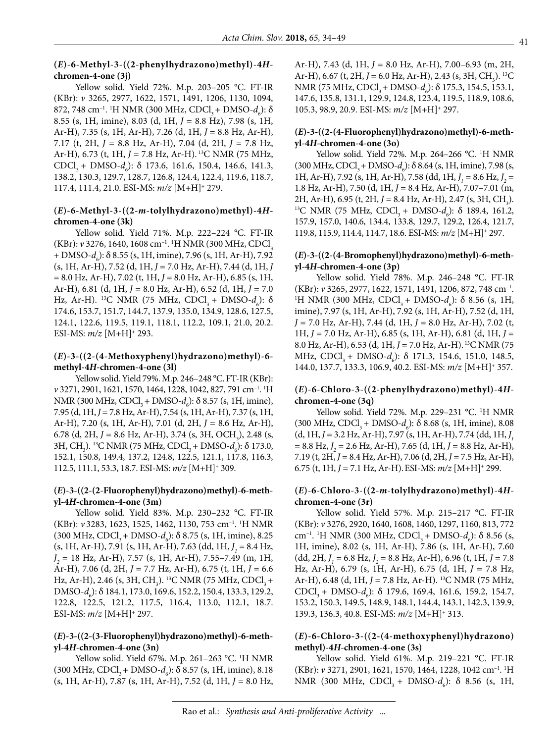### (*E*)-6-Methyl-3-((2-phenylhydrazono)methyl)-4*H*-chromen-4-one (3j)

Yellow solid. Yield 72%. M.p. 203–205 °C. FT-IR (KBr): *ν* 3265, 2977, 1622, 1571, 1491, 1206, 1130, 1094, 872, 748 cm$^{-1}$. $^{1}$H NMR (300 MHz, $CDCl_3$ + DMSO-$d_6$): δ 8.55 (s, 1H, imine), 8.03 (d, 1H, *J* = 8.8 Hz), 7.98 (s, 1H, Ar-H), 7.35 (s, 1H, Ar-H), 7.26 (d, 1H, *J* = 8.8 Hz, Ar-H), 7.17 (t, 2H, *J* = 8.8 Hz, Ar-H), 7.04 (d, 2H, *J* = 7.8 Hz, Ar-H), 6.73 (t, 1H, *J* = 7.8 Hz, Ar-H). $^{13}$C NMR (75 MHz, $CDCl_3$ + DMSO-$d_6$): δ 173.6, 161.6, 150.4, 146.6, 141.3, 138.2, 130.3, 129.7, 128.7, 126.8, 124.4, 122.4, 119.6, 118.7, 117.4, 111.4, 21.0. ESI-MS: *m/z* [M+H]$^+$ 279.

### (*E*)-6-Methyl-3-((2-*m*-tolylhydrazono)methyl)-4*H*-chromen-4-one (3k)

Yellow solid. Yield 71%. M.p. 222–224 °C. FT-IR (KBr): *ν* 3276, 1640, 1608 cm$^{-1}$. $^{1}$H NMR (300 MHz, $CDCl_3$ + DMSO-$d_6$): δ 8.55 (s, 1H, imine), 7.96 (s, 1H, Ar-H), 7.92 (s, 1H, Ar-H), 7.52 (d, 1H, *J* = 7.0 Hz, Ar-H), 7.44 (d, 1H, *J* = 8.0 Hz, Ar-H), 7.02 (t, 1H, *J* = 8.0 Hz, Ar-H), 6.85 (s, 1H, Ar-H), 6.81 (d, 1H, *J* = 8.0 Hz, Ar-H), 6.52 (d, 1H, *J* = 7.0 Hz, Ar-H). $^{13}$C NMR (75 MHz, $CDCl_3$ + DMSO-$d_6$): δ 174.6, 153.7, 151.7, 144.7, 137.9, 135.0, 134.9, 128.6, 127.5, 124.1, 122.6, 119.5, 119.1, 118.1, 112.2, 109.1, 21.0, 20.2. ESI-MS: *m/z* [M+H]$^+$ 293.

### (*E*)-3-((2-(4-Methoxyphenyl)hydrazono)methyl)-6-methyl-4*H*-chromen-4-one (3l)

Yellow solid. Yield 79%. M.p. 246–248 °C. FT-IR (KBr): *ν* 3271, 2901, 1621, 1570, 1464, 1228, 1042, 827, 791 cm$^{-1}$. $^{1}$H NMR (300 MHz, $CDCl_3$ + DMSO-$d_6$): δ 8.57 (s, 1H, imine), 7.95 (d, 1H, *J* = 7.8 Hz, Ar-H), 7.54 (s, 1H, Ar-H), 7.37 (s, 1H, Ar-H), 7.20 (s, 1H, Ar-H), 7.01 (d, 2H, *J* = 8.6 Hz, Ar-H), 6.78 (d, 2H, *J* = 8.6 Hz, Ar-H), 3.74 (s, 3H, $OCH_3$), 2.48 (s, 3H, $CH_3$). $^{13}$C NMR (75 MHz, $CDCl_3$ + DMSO-$d_6$): δ 173.0, 152.1, 150.8, 149.4, 137.2, 124.8, 122.5, 121.1, 117.8, 116.3, 112.5, 111.1, 53.3, 18.7. ESI-MS: *m/z* [M+H]$^+$ 309.

### (*E*)-3-((2-(2-Fluorophenyl)hydrazono)methyl)-6-methyl-4*H*-chromen-4-one (3m)

Yellow solid. Yield 83%. M.p. 230–232 °C. FT-IR (KBr): *ν* 3283, 1623, 1525, 1462, 1130, 753 cm$^{-1}$. $^{1}$H NMR (300 MHz, $CDCl_3$ + DMSO-$d_6$): δ 8.75 (s, 1H, imine), 8.25 (s, 1H, Ar-H), 7.91 (s, 1H, Ar-H), 7.63 (dd, 1H, $J_1$ = 8.4 Hz, $J_2$ = 18 Hz, Ar-H), 7.57 (s, 1H, Ar-H), 7.55–7.49 (m, 1H, Ar-H), 7.06 (d, 2H, *J* = 7.7 Hz, Ar-H), 6.75 (t, 1H, *J* = 6.6 Hz, Ar-H), 2.46 (s, 3H, $CH_3$). $^{13}$C NMR (75 MHz, $CDCl_3$ + DMSO-$d_6$): δ 184.1, 173.0, 169.6, 152.2, 150.4, 133.3, 129.2, 122.8, 122.5, 121.2, 117.5, 116.4, 113.0, 112.1, 18.7. ESI-MS: *m/z* [M+H]$^+$ 297.

### (*E*)-3-((2-(3-Fluorophenyl)hydrazono)methyl)-6-methyl-4*H*-chromen-4-one (3n)

Yellow solid. Yield 67%. M.p. 261–263 °C. $^{1}$H NMR (300 MHz, $CDCl_3$ + DMSO-$d_6$): δ 8.57 (s, 1H, imine), 8.18 (s, 1H, Ar-H), 7.87 (s, 1H, Ar-H), 7.52 (d, 1H, *J* = 8.0 Hz, Ar-H), 7.43 (d, 1H, *J* = 8.0 Hz, Ar-H), 7.00–6.93 (m, 2H, Ar-H), 6.67 (t, 2H, *J* = 6.0 Hz, Ar-H), 2.43 (s, 3H, $CH_3$). $^{13}$C NMR (75 MHz, $CDCl_3$ + DMSO-$d_6$): δ 175.3, 154.5, 153.1, 147.6, 135.8, 131.1, 129.9, 124.8, 123.4, 119.5, 118.9, 108.6, 105.3, 98.9, 20.9. ESI-MS: *m/z* [M+H]$^+$ 297.

### (*E*)-3-((2-(4-Fluorophenyl)hydrazono)methyl)-6-methyl-4*H*-chromen-4-one (3o)

Yellow solid. Yield 72%. M.p. 264–266 °C. $^{1}$H NMR (300 MHz, $CDCl_3$ + DMSO-$d_6$): δ 8.64 (s, 1H, imine), 7.98 (s, 1H, Ar-H), 7.92 (s, 1H, Ar-H), 7.58 (dd, 1H, $J_1$ = 8.6 Hz, $J_2$ = 1.8 Hz, Ar-H), 7.50 (d, 1H, *J* = 8.4 Hz, Ar-H), 7.07–7.01 (m, 2H, Ar-H), 6.95 (t, 2H, *J* = 8.4 Hz, Ar-H), 2.47 (s, 3H, $CH_3$). $^{13}$C NMR (75 MHz, $CDCl_3$ + DMSO-$d_6$): δ 189.4, 161.2, 157.9, 157.0, 140.6, 134.4, 133.8, 129.7, 129.2, 126.4, 121.7, 119.8, 115.9, 114.4, 114.7, 18.6. ESI-MS: *m/z* [M+H]$^+$ 297.

### (*E*)-3-((2-(4-Bromophenyl)hydrazono)methyl)-6-methyl-4*H*-chromen-4-one (3p)

Yellow solid. Yield 78%. M.p. 246–248 °C. FT-IR (KBr): *ν* 3265, 2977, 1622, 1571, 1491, 1206, 872, 748 cm$^{-1}$. $^{1}$H NMR (300 MHz, $CDCl_3$ + DMSO-$d_6$): δ 8.56 (s, 1H, imine), 7.97 (s, 1H, Ar-H), 7.92 (s, 1H, Ar-H), 7.52 (d, 1H, *J* = 7.0 Hz, Ar-H), 7.44 (d, 1H, *J* = 8.0 Hz, Ar-H), 7.02 (t, 1H, *J* = 7.0 Hz, Ar-H), 6.85 (s, 1H, Ar-H), 6.81 (d, 1H, *J* = 8.0 Hz, Ar-H), 6.53 (d, 1H, *J* = 7.0 Hz, Ar-H). $^{13}$C NMR (75 MHz, $CDCl_3$ + DMSO-$d_6$): δ 171.3, 154.6, 151.0, 148.5, 144.0, 137.7, 133.3, 106.9, 40.2. ESI-MS: *m/z* [M+H]$^+$ 357.

### (*E*)-6-Chloro-3-((2-phenylhydrazono)methyl)-4*H*-chromen-4-one (3q)

Yellow solid. Yield 72%. M.p. 229–231 °C. $^{1}$H NMR (300 MHz, $CDCl_3$ + DMSO-$d_6$): δ 8.68 (s, 1H, imine), 8.08 (d, 1H, *J* = 3.2 Hz, Ar-H), 7.97 (s, 1H, Ar-H), 7.74 (dd, 1H, $J_1$ = 8.8 Hz, $J_2$ = 2.6 Hz, Ar-H), 7.65 (d, 1H, *J* = 8.8 Hz, Ar-H), 7.19 (t, 2H, *J* = 8.4 Hz, Ar-H), 7.06 (d, 2H, *J* = 7.5 Hz, Ar-H), 6.75 (t, 1H, *J* = 7.1 Hz, Ar-H). ESI-MS: *m/z* [M+H]$^+$ 299.

### (*E*)-6-Chloro-3-((2-*m*-tolylhydrazono)methyl)-4*H*-chromen-4-one (3r)

Yellow solid. Yield 57%. M.p. 215–217 °C. FT-IR (KBr): *ν* 3276, 2920, 1640, 1608, 1460, 1297, 1160, 813, 772 cm$^{-1}$. $^{1}$H NMR (300 MHz, $CDCl_3$ + DMSO-$d_6$): δ 8.56 (s, 1H, imine), 8.02 (s, 1H, Ar-H), 7.86 (s, 1H, Ar-H), 7.60 (dd, 2H, $J_1$ = 8.6 Hz, $J_2$ = 8.8 Hz, Ar-H), 6.96 (t, 1H, *J* = 7.8 Hz, Ar-H), 6.79 (s, 1H, Ar-H), 6.75 (d, 1H, *J* = 7.8 Hz, Ar-H), 6.48 (d, 1H, *J* = 7.8 Hz, Ar-H). $^{13}$C NMR (75 MHz, $CDCl_3$ + DMSO-$d_6$): δ 179.6, 169.4, 161.6, 159.2, 154.7, 153.2, 150.3, 149.5, 148.9, 148.1, 144.4, 143.1, 142.3, 139.9, 139.3, 136.3, 40.8. ESI-MS: *m/z* [M+H]$^+$ 313.

### (*E*)-6-Chloro-3-((2-(4-methoxyphenyl)hydrazono)methyl)-4*H*-chromen-4-one (3s)

Yellow solid. Yield 61%. M.p. 219–221 °C. FT-IR (KBr): *ν* 3271, 2901, 1621, 1570, 1464, 1228, 1042 cm$^{-1}$. $^{1}$H NMR (300 MHz, $CDCl_3$ + DMSO-$d_6$): δ 8.56 (s, 1H,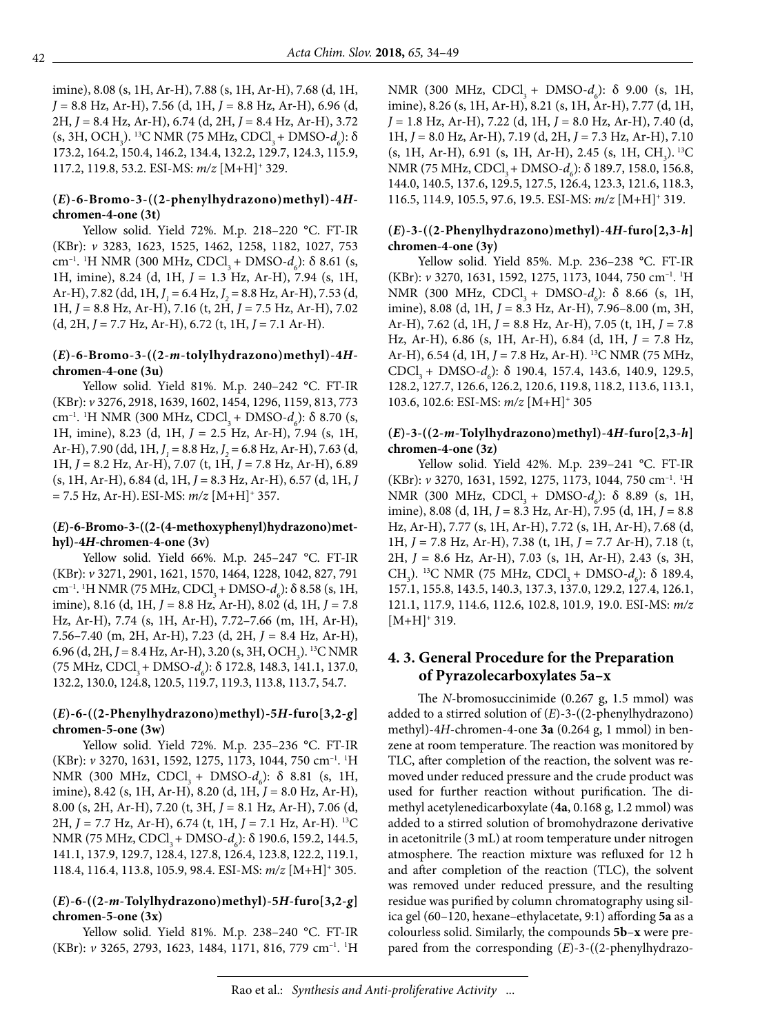imine), 8.08 (s, 1H, Ar-H), 7.88 (s, 1H, Ar-H), 7.68 (d, 1H, *J* = 8.8 Hz, Ar-H), 7.56 (d, 1H, *J* = 8.8 Hz, Ar-H), 6.96 (d, 2H, *J* = 8.4 Hz, Ar-H), 6.74 (d, 2H, *J* = 8.4 Hz, Ar-H), 3.72 (s, 3H, $OCH_3$). $^{13}$C NMR (75 MHz, $CDCl_3$ + DMSO-$d_6$): δ 173.2, 164.2, 150.4, 146.2, 134.4, 132.2, 129.7, 124.3, 115.9, 117.2, 119.8, 53.2. ESI-MS: *m/z* $[M+H]^+$ 329.

#### (*E*)-6-Bromo-3-((2-phenylhydrazono)methyl)-4*H*-chromen-4-one (3t)

Yellow solid. Yield 72%. M.p. 218–220 °C. FT-IR (KBr): *ν* 3283, 1623, 1525, 1462, 1258, 1182, 1027, 753 cm$^{-1}$. $^1$H NMR (300 MHz, $CDCl_3$ + DMSO-$d_6$): δ 8.61 (s, 1H, imine), 8.24 (d, 1H, *J* = 1.3 Hz, Ar-H), 7.94 (s, 1H, Ar-H), 7.82 (dd, 1H, $J_1$ = 6.4 Hz, $J_2$ = 8.8 Hz, Ar-H), 7.53 (d, 1H, *J* = 8.8 Hz, Ar-H), 7.16 (t, 2H, *J* = 7.5 Hz, Ar-H), 7.02 (d, 2H, *J* = 7.7 Hz, Ar-H), 6.72 (t, 1H, *J* = 7.1 Ar-H).

#### (*E*)-6-Bromo-3-((2-*m*-tolylhydrazono)methyl)-4*H*-chromen-4-one (3u)

Yellow solid. Yield 81%. M.p. 240–242 °C. FT-IR (KBr): *ν* 3276, 2918, 1639, 1602, 1454, 1296, 1159, 813, 773 cm$^{-1}$. $^1$H NMR (300 MHz, $CDCl_3$ + DMSO-$d_6$): δ 8.70 (s, 1H, imine), 8.23 (d, 1H, *J* = 2.5 Hz, Ar-H), 7.94 (s, 1H, Ar-H), 7.90 (dd, 1H, $J_1$ = 8.8 Hz, $J_2$ = 6.8 Hz, Ar-H), 7.63 (d, 1H, *J* = 8.2 Hz, Ar-H), 7.07 (t, 1H, *J* = 7.8 Hz, Ar-H), 6.89 (s, 1H, Ar-H), 6.84 (d, 1H, *J* = 8.3 Hz, Ar-H), 6.57 (d, 1H, *J* = 7.5 Hz, Ar-H). ESI-MS: *m/z* $[M+H]^+$ 357.

#### (*E*)-6-Bromo-3-((2-(4-methoxyphenyl)hydrazono)methyl)-4*H*-chromen-4-one (3v)

Yellow solid. Yield 66%. M.p. 245–247 °C. FT-IR (KBr): *ν* 3271, 2901, 1621, 1570, 1464, 1228, 1042, 827, 791 cm$^{-1}$. $^1$H NMR (75 MHz, $CDCl_3$ + DMSO-$d_6$): δ 8.58 (s, 1H, imine), 8.16 (d, 1H, *J* = 8.8 Hz, Ar-H), 8.02 (d, 1H, *J* = 7.8 Hz, Ar-H), 7.74 (s, 1H, Ar-H), 7.72–7.66 (m, 1H, Ar-H), 7.56–7.40 (m, 2H, Ar-H), 7.23 (d, 2H, *J* = 8.4 Hz, Ar-H), 6.96 (d, 2H, *J* = 8.4 Hz, Ar-H), 3.20 (s, 3H, $OCH_3$). $^{13}$C NMR (75 MHz, $CDCl_3$ + DMSO-$d_6$): δ 172.8, 148.3, 141.1, 137.0, 132.2, 130.0, 124.8, 120.5, 119.7, 119.3, 113.8, 113.7, 54.7.

#### (*E*)-6-((2-Phenylhydrazono)methyl)-5*H*-furo[3,2-*g*]chromen-5-one (3w)

Yellow solid. Yield 72%. M.p. 235–236 °C. FT-IR (KBr): *ν* 3270, 1631, 1592, 1275, 1173, 1044, 750 cm$^{-1}$. $^1$H NMR (300 MHz, $CDCl_3$ + DMSO-$d_6$): δ 8.81 (s, 1H, imine), 8.42 (s, 1H, Ar-H), 8.20 (d, 1H, *J* = 8.0 Hz, Ar-H), 8.00 (s, 2H, Ar-H), 7.20 (t, 3H, *J* = 8.1 Hz, Ar-H), 7.06 (d, 2H, *J* = 7.7 Hz, Ar-H), 6.74 (t, 1H, *J* = 7.1 Hz, Ar-H). $^{13}$C NMR (75 MHz, $CDCl_3$ + DMSO-$d_6$): δ 190.6, 159.2, 144.5, 141.1, 137.9, 129.7, 128.4, 127.8, 126.4, 123.8, 122.2, 119.1, 118.4, 116.4, 113.8, 105.9, 98.4. ESI-MS: *m/z* $[M+H]^+$ 305.

#### (*E*)-6-((2-*m*-Tolylhydrazono)methyl)-5*H*-furo[3,2-*g*]chromen-5-one (3x)

Yellow solid. Yield 81%. M.p. 238–240 °C. FT-IR (KBr): *ν* 3265, 2793, 1623, 1484, 1171, 816, 779 cm$^{-1}$. $^1$H NMR (300 MHz, $CDCl_3$ + DMSO-$d_6$): δ 9.00 (s, 1H, imine), 8.26 (s, 1H, Ar-H), 8.21 (s, 1H, Ar-H), 7.77 (d, 1H, *J* = 1.8 Hz, Ar-H), 7.22 (d, 1H, *J* = 8.0 Hz, Ar-H), 7.40 (d, 1H, *J* = 8.0 Hz, Ar-H), 7.19 (d, 2H, *J* = 7.3 Hz, Ar-H), 7.10 (s, 1H, Ar-H), 6.91 (s, 1H, Ar-H), 2.45 (s, 1H, $CH_3$). $^{13}$C NMR (75 MHz, $CDCl_3$ + DMSO-$d_6$): δ 189.7, 158.0, 156.8, 144.0, 140.5, 137.6, 129.5, 127.5, 126.4, 123.3, 121.6, 118.3, 116.5, 114.9, 105.5, 97.6, 19.5. ESI-MS: *m/z* $[M+H]^+$ 319.

#### (*E*)-3-((2-Phenylhydrazono)methyl)-4*H*-furo[2,3-*h*]chromen-4-one (3y)

Yellow solid. Yield 85%. M.p. 236–238 °C. FT-IR (KBr): *ν* 3270, 1631, 1592, 1275, 1173, 1044, 750 cm$^{-1}$. $^1$H NMR (300 MHz, $CDCl_3$ + DMSO-$d_6$): δ 8.66 (s, 1H, imine), 8.08 (d, 1H, *J* = 8.3 Hz, Ar-H), 7.96–8.00 (m, 3H, Ar-H), 7.62 (d, 1H, *J* = 8.8 Hz, Ar-H), 7.05 (t, 1H, *J* = 7.8 Hz, Ar-H), 6.86 (s, 1H, Ar-H), 6.84 (d, 1H, *J* = 7.8 Hz, Ar-H), 6.54 (d, 1H, *J* = 7.8 Hz, Ar-H). $^{13}$C NMR (75 MHz, $CDCl_3$ + DMSO-$d_6$): δ 190.4, 157.4, 143.6, 140.9, 129.5, 128.2, 127.7, 126.6, 126.2, 120.6, 119.8, 118.2, 113.6, 113.1, 103.6, 102.6: ESI-MS: *m/z* $[M+H]^+$ 305

#### (*E*)-3-((2-*m*-Tolylhydrazono)methyl)-4*H*-furo[2,3-*h*]chromen-4-one (3z)

Yellow solid. Yield 42%. M.p. 239–241 °C. FT-IR (KBr): *ν* 3270, 1631, 1592, 1275, 1173, 1044, 750 cm$^{-1}$. $^1$H NMR (300 MHz, $CDCl_3$ + DMSO-$d_6$): δ 8.89 (s, 1H, imine), 8.08 (d, 1H, *J* = 8.3 Hz, Ar-H), 7.95 (d, 1H, *J* = 8.8 Hz, Ar-H), 7.72 (s, 1H, Ar-H), 7.77 (s, 1H, Ar-H), 7.68 (d, 1H, *J* = 7.8 Hz, Ar-H), 7.38 (t, 1H, *J* = 7.7 Ar-H), 7.18 (t, 2H, *J* = 8.6 Hz, Ar-H), 7.03 (s, 1H, Ar-H), 2.43 (s, 3H, $CH_3$). $^{13}$C NMR (75 MHz, $CDCl_3$ + DMSO-$d_6$): δ 189.4, 157.1, 155.8, 143.5, 140.3, 137.3, 137.0, 129.2, 127.4, 126.1, 121.1, 117.9, 114.6, 112.6, 102.8, 101.9, 19.0. ESI-MS: *m/z* $[M+H]^+$ 319.

## 4. 3. General Procedure for the Preparation of Pyrazolecarboxylates 5a–x

The *N*-bromosuccinimide (0.267 g, 1.5 mmol) was added to a stirred solution of (*E*)-3-((2-phenylhydrazono)methyl)-4*H*-chromen-4-one **3a** (0.264 g, 1 mmol) in benzene at room temperature. The reaction was monitored by TLC, after completion of the reaction, the solvent was removed under reduced pressure and the crude product was used for further reaction without purification. The dimethyl acetylenedicarboxylate (**4a**, 0.168 g, 1.2 mmol) was added to a stirred solution of bromohydrazone derivative in acetonitrile (3 mL) at room temperature under nitrogen atmosphere. The reaction mixture was refluxed for 12 h and after completion of the reaction (TLC), the solvent was removed under reduced pressure, and the resulting residue was purified by column chromatography using silica gel (60–120, hexane–ethylacetate, 9:1) affording **5a** as a colourless solid. Similarly, the compounds **5b**–**x** were prepared from the corresponding (*E*)-3-((2-phenylhydrazo-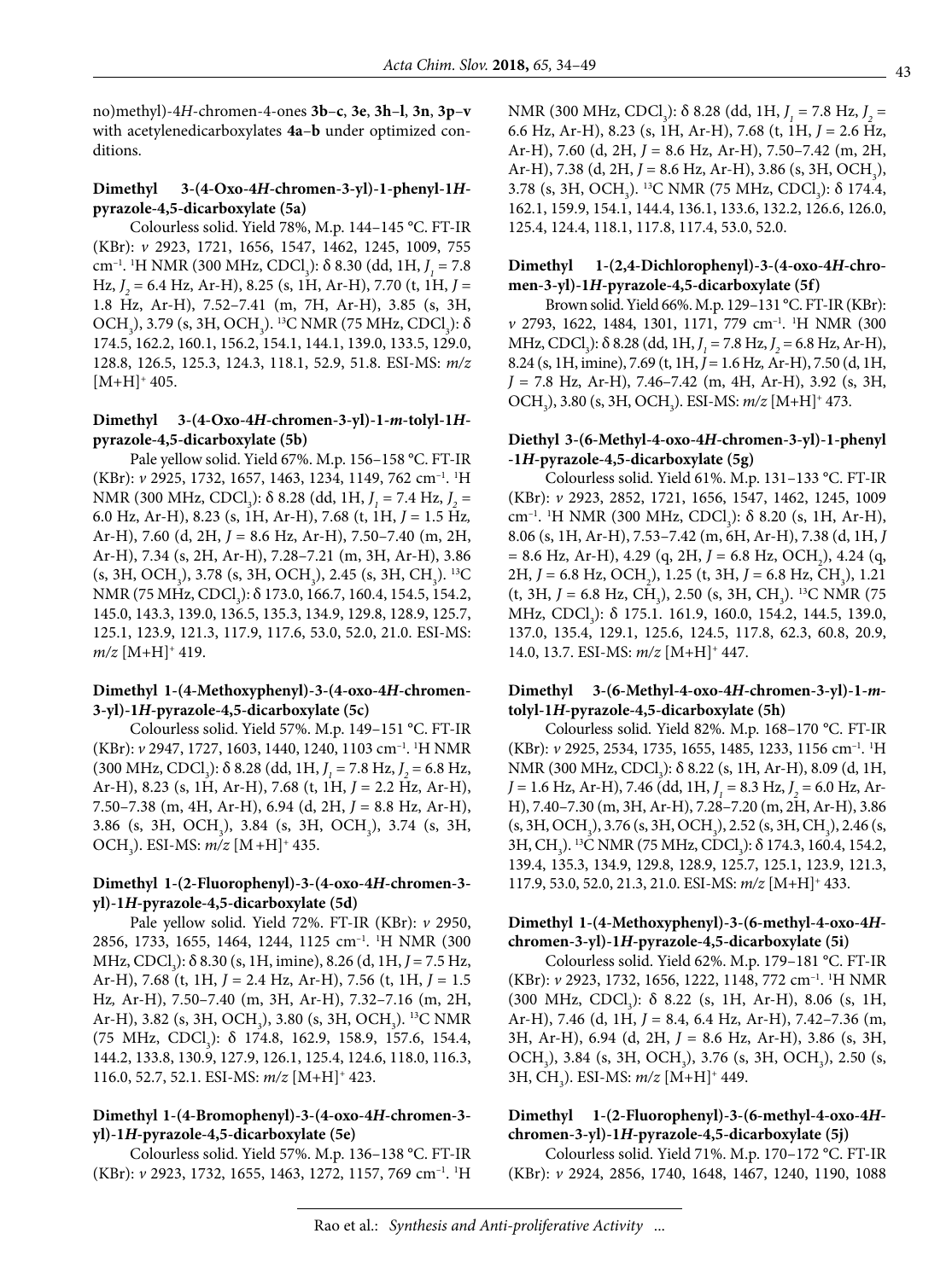no)methyl)-4*H*-chromen-4-ones **3b–c**, **3e**, **3h–l**, **3n**, **3p–v** with acetylenedicarboxylates **4a–b** under optimized conditions.

### Dimethyl 3-(4-Oxo-4*H*-chromen-3-yl)-1-phenyl-1*H*-pyrazole-4,5-dicarboxylate (5a)

Colourless solid. Yield 78%, M.p. 144–145 °C. FT-IR (KBr): *ν* 2923, 1721, 1656, 1547, 1462, 1245, 1009, 755 cm$^{-1}$. $^1$H NMR (300 MHz, $CDCl_3$): δ 8.30 (dd, 1H, $J_1$ = 7.8 Hz, $J_2$ = 6.4 Hz, Ar-H), 8.25 (s, 1H, Ar-H), 7.70 (t, 1H, *J* = 1.8 Hz, Ar-H), 7.52–7.41 (m, 7H, Ar-H), 3.85 (s, 3H, $OCH_3$), 3.79 (s, 3H, $OCH_3$). $^{13}$C NMR (75 MHz, $CDCl_3$): δ 174.5, 162.2, 160.1, 156.2, 154.1, 144.1, 139.0, 133.5, 129.0, 128.8, 126.5, 125.3, 124.3, 118.1, 52.9, 51.8. ESI-MS: *m/z* [M+H]$^+$ 405.

### Dimethyl 3-(4-Oxo-4*H*-chromen-3-yl)-1-*m*-tolyl-1*H*-pyrazole-4,5-dicarboxylate (5b)

Pale yellow solid. Yield 67%. M.p. 156–158 °C. FT-IR (KBr): *ν* 2925, 1732, 1657, 1463, 1234, 1149, 762 cm$^{-1}$. $^1$H NMR (300 MHz, $CDCl_3$): δ 8.28 (dd, 1H, $J_1$ = 7.4 Hz, $J_2$ = 6.0 Hz, Ar-H), 8.23 (s, 1H, Ar-H), 7.68 (t, 1H, *J* = 1.5 Hz, Ar-H), 7.60 (d, 2H, *J* = 8.6 Hz, Ar-H), 7.50–7.40 (m, 2H, Ar-H), 7.34 (s, 2H, Ar-H), 7.28–7.21 (m, 3H, Ar-H), 3.86 (s, 3H, $OCH_3$), 3.78 (s, 3H, $OCH_3$), 2.45 (s, 3H, $CH_3$). $^{13}$C NMR (75 MHz, $CDCl_3$): δ 173.0, 166.7, 160.4, 154.5, 154.2, 145.0, 143.3, 139.0, 136.5, 135.3, 134.9, 129.8, 128.9, 125.7, 125.1, 123.9, 121.3, 117.9, 117.6, 53.0, 52.0, 21.0. ESI-MS: *m/z* [M+H]$^+$ 419.

### Dimethyl 1-(4-Methoxyphenyl)-3-(4-oxo-4*H*-chromen-3-yl)-1*H*-pyrazole-4,5-dicarboxylate (5c)

Colourless solid. Yield 57%. M.p. 149–151 °C. FT-IR (KBr): *ν* 2947, 1727, 1603, 1440, 1240, 1103 cm$^{-1}$. $^1$H NMR (300 MHz, $CDCl_3$): δ 8.28 (dd, 1H, $J_1$ = 7.8 Hz, $J_2$ = 6.8 Hz, Ar-H), 8.23 (s, 1H, Ar-H), 7.68 (t, 1H, *J* = 2.2 Hz, Ar-H), 7.50–7.38 (m, 4H, Ar-H), 6.94 (d, 2H, *J* = 8.8 Hz, Ar-H), 3.86 (s, 3H, $OCH_3$), 3.84 (s, 3H, $OCH_3$), 3.74 (s, 3H, $OCH_3$). ESI-MS: *m/z* [M+H]$^+$ 435.

### Dimethyl 1-(2-Fluorophenyl)-3-(4-oxo-4*H*-chromen-3-yl)-1*H*-pyrazole-4,5-dicarboxylate (5d)

Pale yellow solid. Yield 72%. FT-IR (KBr): *ν* 2950, 2856, 1733, 1655, 1464, 1244, 1125 cm$^{-1}$. $^1$H NMR (300 MHz, $CDCl_3$): δ 8.30 (s, 1H, imine), 8.26 (d, 1H, *J* = 7.5 Hz, Ar-H), 7.68 (t, 1H, *J* = 2.4 Hz, Ar-H), 7.56 (t, 1H, *J* = 1.5 Hz, Ar-H), 7.50–7.40 (m, 3H, Ar-H), 7.32–7.16 (m, 2H, Ar-H), 3.82 (s, 3H, $OCH_3$), 3.80 (s, 3H, $OCH_3$). $^{13}$C NMR (75 MHz, $CDCl_3$): δ 174.8, 162.9, 158.9, 157.6, 154.4, 144.2, 133.8, 130.9, 127.9, 126.1, 125.4, 124.6, 118.0, 116.3, 116.0, 52.7, 52.1. ESI-MS: *m/z* [M+H]$^+$ 423.

### Dimethyl 1-(4-Bromophenyl)-3-(4-oxo-4*H*-chromen-3-yl)-1*H*-pyrazole-4,5-dicarboxylate (5e)

Colourless solid. Yield 57%. M.p. 136–138 °C. FT-IR (KBr): *ν* 2923, 1732, 1655, 1463, 1272, 1157, 769 cm$^{-1}$. $^1$H NMR (300 MHz, $CDCl_3$): δ 8.28 (dd, 1H, $J_1$ = 7.8 Hz, $J_2$ = 6.6 Hz, Ar-H), 8.23 (s, 1H, Ar-H), 7.68 (t, 1H, *J* = 2.6 Hz, Ar-H), 7.60 (d, 2H, *J* = 8.6 Hz, Ar-H), 7.50–7.42 (m, 2H, Ar-H), 7.38 (d, 2H, *J* = 8.6 Hz, Ar-H), 3.86 (s, 3H, $OCH_3$), 3.78 (s, 3H, $OCH_3$). $^{13}$C NMR (75 MHz, $CDCl_3$): δ 174.4, 162.1, 159.9, 154.1, 144.4, 136.1, 133.6, 132.2, 126.6, 126.0, 125.4, 124.4, 118.1, 117.8, 117.4, 53.0, 52.0.

### Dimethyl 1-(2,4-Dichlorophenyl)-3-(4-oxo-4*H*-chromen-3-yl)-1*H*-pyrazole-4,5-dicarboxylate (5f)

Brown solid. Yield 66%. M.p. 129–131 °C. FT-IR (KBr): *ν* 2793, 1622, 1484, 1301, 1171, 779 cm$^{-1}$. $^1$H NMR (300 MHz, $CDCl_3$): δ 8.28 (dd, 1H, $J_1$ = 7.8 Hz, $J_2$ = 6.8 Hz, Ar-H), 8.24 (s, 1H, imine), 7.69 (t, 1H, *J* = 1.6 Hz, Ar-H), 7.50 (d, 1H, *J* = 7.8 Hz, Ar-H), 7.46–7.42 (m, 4H, Ar-H), 3.92 (s, 3H, $OCH_3$), 3.80 (s, 3H, $OCH_3$). ESI-MS: *m/z* [M+H]$^+$ 473.

### Diethyl 3-(6-Methyl-4-oxo-4*H*-chromen-3-yl)-1-phenyl-1*H*-pyrazole-4,5-dicarboxylate (5g)

Colourless solid. Yield 61%. M.p. 131–133 °C. FT-IR (KBr): *ν* 2923, 2852, 1721, 1656, 1547, 1462, 1245, 1009 cm$^{-1}$. $^1$H NMR (300 MHz, $CDCl_3$): δ 8.20 (s, 1H, Ar-H), 8.06 (s, 1H, Ar-H), 7.53–7.42 (m, 6H, Ar-H), 7.38 (d, 1H, *J* = 8.6 Hz, Ar-H), 4.29 (q, 2H, *J* = 6.8 Hz, $OCH_2$), 4.24 (q, 2H, *J* = 6.8 Hz, $OCH_2$), 1.25 (t, 3H, *J* = 6.8 Hz, $CH_3$), 1.21 (t, 3H, *J* = 6.8 Hz, $CH_3$), 2.50 (s, 3H, $CH_3$). $^{13}$C NMR (75 MHz, $CDCl_3$): δ 175.1. 161.9, 160.0, 154.2, 144.5, 139.0, 137.0, 135.4, 129.1, 125.6, 124.5, 117.8, 62.3, 60.8, 20.9, 14.0, 13.7. ESI-MS: *m/z* [M+H]$^+$ 447.

### Dimethyl 3-(6-Methyl-4-oxo-4*H*-chromen-3-yl)-1-*m*-tolyl-1*H*-pyrazole-4,5-dicarboxylate (5h)

Colourless solid. Yield 82%. M.p. 168–170 °C. FT-IR (KBr): *ν* 2925, 2534, 1735, 1655, 1485, 1233, 1156 cm$^{-1}$. $^1$H NMR (300 MHz, $CDCl_3$): δ 8.22 (s, 1H, Ar-H), 8.09 (d, 1H, *J* = 1.6 Hz, Ar-H), 7.46 (dd, 1H, $J_1$ = 8.3 Hz, $J_2$ = 6.0 Hz, Ar-H), 7.40–7.30 (m, 3H, Ar-H), 7.28–7.20 (m, 2H, Ar-H), 3.86 (s, 3H, $OCH_3$), 3.76 (s, 3H, $OCH_3$), 2.52 (s, 3H, $CH_3$), 2.46 (s, 3H, $CH_3$). $^{13}$C NMR (75 MHz, $CDCl_3$): δ 174.3, 160.4, 154.2, 139.4, 135.3, 134.9, 129.8, 128.9, 125.7, 125.1, 123.9, 121.3, 117.9, 53.0, 52.0, 21.3, 21.0. ESI-MS: *m/z* [M+H]$^+$ 433.

### Dimethyl 1-(4-Methoxyphenyl)-3-(6-methyl-4-oxo-4*H*-chromen-3-yl)-1*H*-pyrazole-4,5-dicarboxylate (5i)

Colourless solid. Yield 62%. M.p. 179–181 °C. FT-IR (KBr): *ν* 2923, 1732, 1656, 1222, 1148, 772 cm$^{-1}$. $^1$H NMR (300 MHz, $CDCl_3$): δ 8.22 (s, 1H, Ar-H), 8.06 (s, 1H, Ar-H), 7.46 (d, 1H, *J* = 8.4, 6.4 Hz, Ar-H), 7.42–7.36 (m, 3H, Ar-H), 6.94 (d, 2H, *J* = 8.6 Hz, Ar-H), 3.86 (s, 3H, $OCH_3$), 3.84 (s, 3H, $OCH_3$), 3.76 (s, 3H, $OCH_3$), 2.50 (s, 3H, $CH_3$). ESI-MS: *m/z* [M+H]$^+$ 449.

### Dimethyl 1-(2-Fluorophenyl)-3-(6-methyl-4-oxo-4*H*-chromen-3-yl)-1*H*-pyrazole-4,5-dicarboxylate (5j)

Colourless solid. Yield 71%. M.p. 170–172 °C. FT-IR (KBr): *ν* 2924, 2856, 1740, 1648, 1467, 1240, 1190, 1088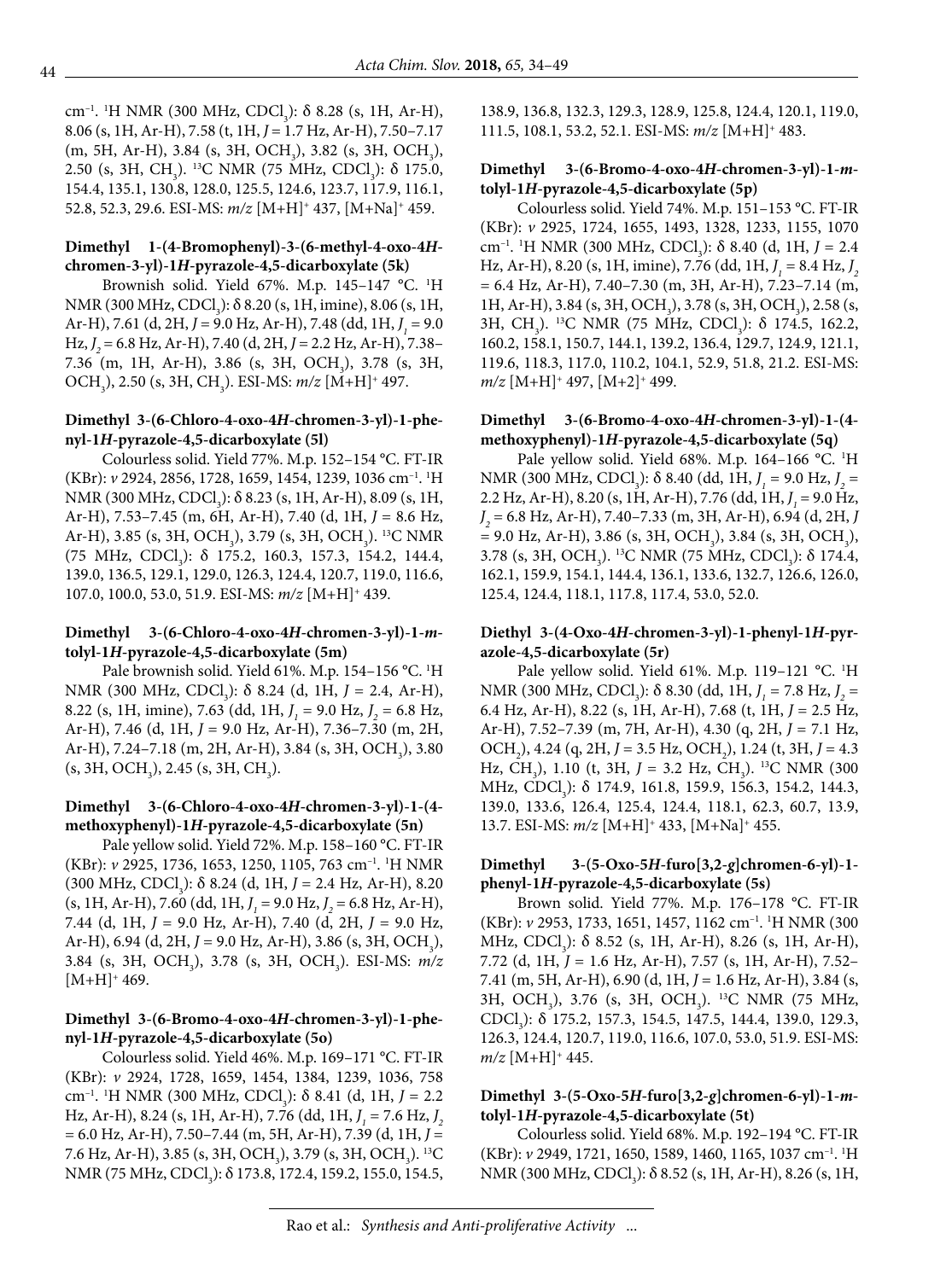cm⁻¹. $^1$H NMR (300 MHz, $CDCl_3$): δ 8.28 (s, 1H, Ar-H), 8.06 (s, 1H, Ar-H), 7.58 (t, 1H, $J$ = 1.7 Hz, Ar-H), 7.50–7.17 (m, 5H, Ar-H), 3.84 (s, 3H, $OCH_3$), 3.82 (s, 3H, $OCH_3$), 2.50 (s, 3H, $CH_3$). $^{13}$C NMR (75 MHz, $CDCl_3$): δ 175.0, 154.4, 135.1, 130.8, 128.0, 125.5, 124.6, 123.7, 117.9, 116.1, 52.8, 52.3, 29.6. ESI-MS: $m/z$ [M+H]$^+$ 437, [M+Na]$^+$ 459.

#### Dimethyl 1-(4-Bromophenyl)-3-(6-methyl-4-oxo-4*H*-chromen-3-yl)-1*H*-pyrazole-4,5-dicarboxylate (5k)

Brownish solid. Yield 67%. M.p. 145–147 °C. $^1$H NMR (300 MHz, $CDCl_3$): δ 8.20 (s, 1H, imine), 8.06 (s, 1H, Ar-H), 7.61 (d, 2H, $J$ = 9.0 Hz, Ar-H), 7.48 (dd, 1H, $J_1$ = 9.0 Hz, $J_2$ = 6.8 Hz, Ar-H), 7.40 (d, 2H, $J$ = 2.2 Hz, Ar-H), 7.38–7.36 (m, 1H, Ar-H), 3.86 (s, 3H, $OCH_3$), 3.78 (s, 3H, $OCH_3$), 2.50 (s, 3H, $CH_3$). ESI-MS: $m/z$ [M+H]$^+$ 497.

#### Dimethyl 3-(6-Chloro-4-oxo-4*H*-chromen-3-yl)-1-phenyl-1*H*-pyrazole-4,5-dicarboxylate (5l)

Colourless solid. Yield 77%. M.p. 152–154 °C. FT-IR (KBr): $\nu$ 2924, 2856, 1728, 1659, 1454, 1239, 1036 cm⁻¹. $^1$H NMR (300 MHz, $CDCl_3$): δ 8.23 (s, 1H, Ar-H), 8.09 (s, 1H, Ar-H), 7.53–7.45 (m, 6H, Ar-H), 7.40 (d, 1H, $J$ = 8.6 Hz, Ar-H), 3.85 (s, 3H, $OCH_3$), 3.79 (s, 3H, $OCH_3$). $^{13}$C NMR (75 MHz, $CDCl_3$): δ 175.2, 160.3, 157.3, 154.2, 144.4, 139.0, 136.5, 129.1, 129.0, 126.3, 124.4, 120.7, 119.0, 116.6, 107.0, 100.0, 53.0, 51.9. ESI-MS: $m/z$ [M+H]$^+$ 439.

#### Dimethyl 3-(6-Chloro-4-oxo-4*H*-chromen-3-yl)-1-*m*-tolyl-1*H*-pyrazole-4,5-dicarboxylate (5m)

Pale brownish solid. Yield 61%. M.p. 154–156 °C. $^1$H NMR (300 MHz, $CDCl_3$): δ 8.24 (d, 1H, $J$ = 2.4, Ar-H), 8.22 (s, 1H, imine), 7.63 (dd, 1H, $J_1$ = 9.0 Hz, $J_2$ = 6.8 Hz, Ar-H), 7.46 (d, 1H, $J$ = 9.0 Hz, Ar-H), 7.36–7.30 (m, 2H, Ar-H), 7.24–7.18 (m, 2H, Ar-H), 3.84 (s, 3H, $OCH_3$), 3.80 (s, 3H, $OCH_3$), 2.45 (s, 3H, $CH_3$).

#### Dimethyl 3-(6-Chloro-4-oxo-4*H*-chromen-3-yl)-1-(4-methoxyphenyl)-1*H*-pyrazole-4,5-dicarboxylate (5n)

Pale yellow solid. Yield 72%. M.p. 158–160 °C. FT-IR (KBr): $\nu$ 2925, 1736, 1653, 1250, 1105, 763 cm⁻¹. $^1$H NMR (300 MHz, $CDCl_3$): δ 8.24 (d, 1H, $J$ = 2.4 Hz, Ar-H), 8.20 (s, 1H, Ar-H), 7.60 (dd, 1H, $J_1$ = 9.0 Hz, $J_2$ = 6.8 Hz, Ar-H), 7.44 (d, 1H, $J$ = 9.0 Hz, Ar-H), 7.40 (d, 2H, $J$ = 9.0 Hz, Ar-H), 6.94 (d, 2H, $J$ = 9.0 Hz, Ar-H), 3.86 (s, 3H, $OCH_3$), 3.84 (s, 3H, $OCH_3$), 3.78 (s, 3H, $OCH_3$). ESI-MS: $m/z$ [M+H]$^+$ 469.

#### Dimethyl 3-(6-Bromo-4-oxo-4*H*-chromen-3-yl)-1-phenyl-1*H*-pyrazole-4,5-dicarboxylate (5o)

Colourless solid. Yield 46%. M.p. 169–171 °C. FT-IR (KBr): $\nu$ 2924, 1728, 1659, 1454, 1384, 1239, 1036, 758 cm⁻¹. $^1$H NMR (300 MHz, $CDCl_3$): δ 8.41 (d, 1H, $J$ = 2.2 Hz, Ar-H), 8.24 (s, 1H, Ar-H), 7.76 (dd, 1H, $J_1$ = 7.6 Hz, $J_2$ = 6.0 Hz, Ar-H), 7.50–7.44 (m, 5H, Ar-H), 7.39 (d, 1H, $J$ = 7.6 Hz, Ar-H), 3.85 (s, 3H, $OCH_3$), 3.79 (s, 3H, $OCH_3$). $^{13}$C NMR (75 MHz, $CDCl_3$): δ 173.8, 172.4, 159.2, 155.0, 154.5, 138.9, 136.8, 132.3, 129.3, 128.9, 125.8, 124.4, 120.1, 119.0, 111.5, 108.1, 53.2, 52.1. ESI-MS: $m/z$ [M+H]$^+$ 483.

#### Dimethyl 3-(6-Bromo-4-oxo-4*H*-chromen-3-yl)-1-*m*-tolyl-1*H*-pyrazole-4,5-dicarboxylate (5p)

Colourless solid. Yield 74%. M.p. 151–153 °C. FT-IR (KBr): $\nu$ 2925, 1724, 1655, 1493, 1328, 1233, 1155, 1070 cm⁻¹. $^1$H NMR (300 MHz, $CDCl_3$): δ 8.40 (d, 1H, $J$ = 2.4 Hz, Ar-H), 8.20 (s, 1H, imine), 7.76 (dd, 1H, $J_1$ = 8.4 Hz, $J_2$ = 6.4 Hz, Ar-H), 7.40–7.30 (m, 3H, Ar-H), 7.23–7.14 (m, 1H, Ar-H), 3.84 (s, 3H, $OCH_3$), 3.78 (s, 3H, $OCH_3$), 2.58 (s, 3H, $CH_3$). $^{13}$C NMR (75 MHz, $CDCl_3$): δ 174.5, 162.2, 160.2, 158.1, 150.7, 144.1, 139.2, 136.4, 129.7, 124.9, 121.1, 119.6, 118.3, 117.0, 110.2, 104.1, 52.9, 51.8, 21.2. ESI-MS: $m/z$ [M+H]$^+$ 497, [M+2]$^+$ 499.

#### Dimethyl 3-(6-Bromo-4-oxo-4*H*-chromen-3-yl)-1-(4-methoxyphenyl)-1*H*-pyrazole-4,5-dicarboxylate (5q)

Pale yellow solid. Yield 68%. M.p. 164–166 °C. $^1$H NMR (300 MHz, $CDCl_3$): δ 8.40 (dd, 1H, $J_1$ = 9.0 Hz, $J_2$ = 2.2 Hz, Ar-H), 8.20 (s, 1H, Ar-H), 7.76 (dd, 1H, $J_1$ = 9.0 Hz, $J_2$ = 6.8 Hz, Ar-H), 7.40–7.33 (m, 3H, Ar-H), 6.94 (d, 2H, $J$ = 9.0 Hz, Ar-H), 3.86 (s, 3H, $OCH_3$), 3.84 (s, 3H, $OCH_3$), 3.78 (s, 3H, $OCH_3$). $^{13}$C NMR (75 MHz, $CDCl_3$): δ 174.4, 162.1, 159.9, 154.1, 144.4, 136.1, 133.6, 132.7, 126.6, 126.0, 125.4, 124.4, 118.1, 117.8, 117.4, 53.0, 52.0.

#### Diethyl 3-(4-Oxo-4*H*-chromen-3-yl)-1-phenyl-1*H*-pyrazole-4,5-dicarboxylate (5r)

Pale yellow solid. Yield 61%. M.p. 119–121 °C. $^1$H NMR (300 MHz, $CDCl_3$): δ 8.30 (dd, 1H, $J_1$ = 7.8 Hz, $J_2$ = 6.4 Hz, Ar-H), 8.22 (s, 1H, Ar-H), 7.68 (t, 1H, $J$ = 2.5 Hz, Ar-H), 7.52–7.39 (m, 7H, Ar-H), 4.30 (q, 2H, $J$ = 7.1 Hz, $OCH_2$), 4.24 (q, 2H, $J$ = 3.5 Hz, $OCH_2$), 1.24 (t, 3H, $J$ = 4.3 Hz, $CH_3$), 1.10 (t, 3H, $J$ = 3.2 Hz, $CH_3$). $^{13}$C NMR (300 MHz, $CDCl_3$): δ 174.9, 161.8, 159.9, 156.3, 154.2, 144.3, 139.0, 133.6, 126.4, 125.4, 124.4, 118.1, 62.3, 60.7, 13.9, 13.7. ESI-MS: $m/z$ [M+H]$^+$ 433, [M+Na]$^+$ 455.

#### Dimethyl 3-(5-Oxo-5*H*-furo[3,2-*g*]chromen-6-yl)-1-phenyl-1*H*-pyrazole-4,5-dicarboxylate (5s)

Brown solid. Yield 77%. M.p. 176–178 °C. FT-IR (KBr): $\nu$ 2953, 1733, 1651, 1457, 1162 cm⁻¹. $^1$H NMR (300 MHz, $CDCl_3$): δ 8.52 (s, 1H, Ar-H), 8.26 (s, 1H, Ar-H), 7.72 (d, 1H, $J$ = 1.6 Hz, Ar-H), 7.57 (s, 1H, Ar-H), 7.52–7.41 (m, 5H, Ar-H), 6.90 (d, 1H, $J$ = 1.6 Hz, Ar-H), 3.84 (s, 3H, $OCH_3$), 3.76 (s, 3H, $OCH_3$). $^{13}$C NMR (75 MHz, $CDCl_3$): δ 175.2, 157.3, 154.5, 147.5, 144.4, 139.0, 129.3, 126.3, 124.4, 120.7, 119.0, 116.6, 107.0, 53.0, 51.9. ESI-MS: $m/z$ [M+H]$^+$ 445.

#### Dimethyl 3-(5-Oxo-5*H*-furo[3,2-*g*]chromen-6-yl)-1-*m*-tolyl-1*H*-pyrazole-4,5-dicarboxylate (5t)

Colourless solid. Yield 68%. M.p. 192–194 °C. FT-IR (KBr): $\nu$ 2949, 1721, 1650, 1589, 1460, 1165, 1037 cm⁻¹. $^1$H NMR (300 MHz, $CDCl_3$): δ 8.52 (s, 1H, Ar-H), 8.26 (s, 1H,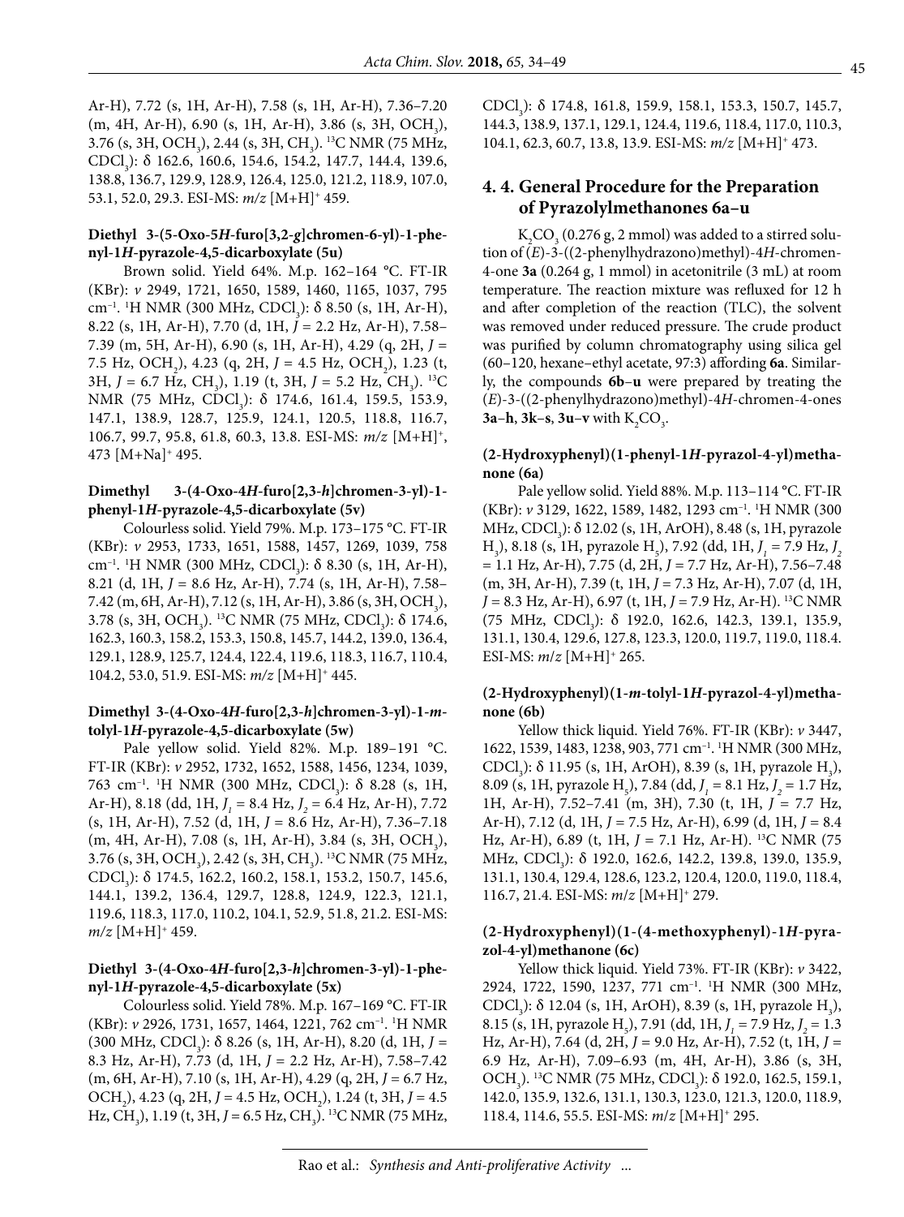Ar-H), 7.72 (s, 1H, Ar-H), 7.58 (s, 1H, Ar-H), 7.36–7.20 (m, 4H, Ar-H), 6.90 (s, 1H, Ar-H), 3.86 (s, 3H, $OCH_3$), 3.76 (s, 3H, $OCH_3$), 2.44 (s, 3H, $CH_3$). $^{13}$C NMR (75 MHz, $CDCl_3$): δ 162.6, 160.6, 154.6, 154.2, 147.7, 144.4, 139.6, 138.8, 136.7, 129.9, 128.9, 126.4, 125.0, 121.2, 118.9, 107.0, 53.1, 52.0, 29.3. ESI-MS: *m/z* [M+H]$^+$ 459.

#### Diethyl 3-(5-Oxo-5*H*-furo[3,2-*g*]chromen-6-yl)-1-phenyl-1*H*-pyrazole-4,5-dicarboxylate (5u)

Brown solid. Yield 64%. M.p. 162–164 °C. FT-IR (KBr): *ν* 2949, 1721, 1650, 1589, 1460, 1165, 1037, 795 cm$^{-1}$. $^1$H NMR (300 MHz, $CDCl_3$): δ 8.50 (s, 1H, Ar-H), 8.22 (s, 1H, Ar-H), 7.70 (d, 1H, *J* = 2.2 Hz, Ar-H), 7.58–7.39 (m, 5H, Ar-H), 6.90 (s, 1H, Ar-H), 4.29 (q, 2H, *J* = 7.5 Hz, $OCH_2$), 4.23 (q, 2H, *J* = 4.5 Hz, $OCH_2$), 1.23 (t, 3H, *J* = 6.7 Hz, $CH_3$), 1.19 (t, 3H, *J* = 5.2 Hz, $CH_3$). $^{13}$C NMR (75 MHz, $CDCl_3$): δ 174.6, 161.4, 159.5, 153.9, 147.1, 138.9, 128.7, 125.9, 124.1, 120.5, 118.8, 116.7, 106.7, 99.7, 95.8, 61.8, 60.3, 13.8. ESI-MS: *m/z* [M+H]$^+$, 473 [M+Na]$^+$ 495.

#### Dimethyl 3-(4-Oxo-4*H*-furo[2,3-*h*]chromen-3-yl)-1-phenyl-1*H*-pyrazole-4,5-dicarboxylate (5v)

Colourless solid. Yield 79%. M.p. 173–175 °C. FT-IR (KBr): *ν* 2953, 1733, 1651, 1588, 1457, 1269, 1039, 758 cm$^{-1}$. $^1$H NMR (300 MHz, $CDCl_3$): δ 8.30 (s, 1H, Ar-H), 8.21 (d, 1H, *J* = 8.6 Hz, Ar-H), 7.74 (s, 1H, Ar-H), 7.58–7.42 (m, 6H, Ar-H), 7.12 (s, 1H, Ar-H), 3.86 (s, 3H, $OCH_3$), 3.78 (s, 3H, $OCH_3$). $^{13}$C NMR (75 MHz, $CDCl_3$): δ 174.6, 162.3, 160.3, 158.2, 153.3, 150.8, 145.7, 144.2, 139.0, 136.4, 129.1, 128.9, 125.7, 124.4, 122.4, 119.6, 118.3, 116.7, 110.4, 104.2, 53.0, 51.9. ESI-MS: *m/z* [M+H]$^+$ 445.

#### Dimethyl 3-(4-Oxo-4*H*-furo[2,3-*h*]chromen-3-yl)-1-*m*-tolyl-1*H*-pyrazole-4,5-dicarboxylate (5w)

Pale yellow solid. Yield 82%. M.p. 189–191 °C. FT-IR (KBr): *ν* 2952, 1732, 1652, 1588, 1456, 1234, 1039, 763 cm$^{-1}$. $^1$H NMR (300 MHz, $CDCl_3$): δ 8.28 (s, 1H, Ar-H), 8.18 (dd, 1H, $J_1$ = 8.4 Hz, $J_2$ = 6.4 Hz, Ar-H), 7.72 (s, 1H, Ar-H), 7.52 (d, 1H, *J* = 8.6 Hz, Ar-H), 7.36–7.18 (m, 4H, Ar-H), 7.08 (s, 1H, Ar-H), 3.84 (s, 3H, $OCH_3$), 3.76 (s, 3H, $OCH_3$), 2.42 (s, 3H, $CH_3$). $^{13}$C NMR (75 MHz, $CDCl_3$): δ 174.5, 162.2, 160.2, 158.1, 153.2, 150.7, 145.6, 144.1, 139.2, 136.4, 129.7, 128.8, 124.9, 122.3, 121.1, 119.6, 118.3, 117.0, 110.2, 104.1, 52.9, 51.8, 21.2. ESI-MS: *m/z* [M+H]$^+$ 459.

#### Diethyl 3-(4-Oxo-4*H*-furo[2,3-*h*]chromen-3-yl)-1-phenyl-1*H*-pyrazole-4,5-dicarboxylate (5x)

Colourless solid. Yield 78%. M.p. 167–169 °C. FT-IR (KBr): *ν* 2926, 1731, 1657, 1464, 1221, 762 cm$^{-1}$. $^1$H NMR (300 MHz, $CDCl_3$): δ 8.26 (s, 1H, Ar-H), 8.20 (d, 1H, *J* = 8.3 Hz, Ar-H), 7.73 (d, 1H, *J* = 2.2 Hz, Ar-H), 7.58–7.42 (m, 6H, Ar-H), 7.10 (s, 1H, Ar-H), 4.29 (q, 2H, *J* = 6.7 Hz, $OCH_2$), 4.23 (q, 2H, *J* = 4.5 Hz, $OCH_2$), 1.24 (t, 3H, *J* = 4.5 Hz, $CH_3$), 1.19 (t, 3H, *J* = 6.5 Hz, $CH_3$). $^{13}$C NMR (75 MHz, $CDCl_3$): δ 174.8, 161.8, 159.9, 158.1, 153.3, 150.7, 145.7, 144.3, 138.9, 137.1, 129.1, 124.4, 119.6, 118.4, 117.0, 110.3, 104.1, 62.3, 60.7, 13.8, 13.9. ESI-MS: *m/z* [M+H]$^+$ 473.

### 4. 4. General Procedure for the Preparation of Pyrazolylmethanones 6a–u

$K_2CO_3$ (0.276 g, 2 mmol) was added to a stirred solution of (*E*)-3-((2-phenylhydrazono)methyl)-4*H*-chromen-4-one **3a** (0.264 g, 1 mmol) in acetonitrile (3 mL) at room temperature. The reaction mixture was refluxed for 12 h and after completion of the reaction (TLC), the solvent was removed under reduced pressure. The crude product was purified by column chromatography using silica gel (60–120, hexane–ethyl acetate, 97:3) affording **6a**. Similarly, the compounds **6b**–**u** were prepared by treating the (*E*)-3-((2-phenylhydrazono)methyl)-4*H*-chromen-4-ones **3a**–**h**, **3k**–**s**, **3u**–**v** with $K_2CO_3$.

#### (2-Hydroxyphenyl)(1-phenyl-1*H*-pyrazol-4-yl)methanone (6a)

Pale yellow solid. Yield 88%. M.p. 113–114 °C. FT-IR (KBr): *ν* 3129, 1622, 1589, 1482, 1293 cm$^{-1}$. $^1$H NMR (300 MHz, $CDCl_3$): δ 12.02 (s, 1H, ArOH), 8.48 (s, 1H, pyrazole $H_3$), 8.18 (s, 1H, pyrazole $H_5$), 7.92 (dd, 1H, $J_1$ = 7.9 Hz, $J_2$ = 1.1 Hz, Ar-H), 7.75 (d, 2H, *J* = 7.7 Hz, Ar-H), 7.56–7.48 (m, 3H, Ar-H), 7.39 (t, 1H, *J* = 7.3 Hz, Ar-H), 7.07 (d, 1H, *J* = 8.3 Hz, Ar-H), 6.97 (t, 1H, *J* = 7.9 Hz, Ar-H). $^{13}$C NMR (75 MHz, $CDCl_3$): δ 192.0, 162.6, 142.3, 139.1, 135.9, 131.1, 130.4, 129.6, 127.8, 123.3, 120.0, 119.7, 119.0, 118.4. ESI-MS: *m/z* [M+H]$^+$ 265.

#### (2-Hydroxyphenyl)(1-*m*-tolyl-1*H*-pyrazol-4-yl)methanone (6b)

Yellow thick liquid. Yield 76%. FT-IR (KBr): *ν* 3447, 1622, 1539, 1483, 1238, 903, 771 cm$^{-1}$. $^1$H NMR (300 MHz, $CDCl_3$): δ 11.95 (s, 1H, ArOH), 8.39 (s, 1H, pyrazole $H_3$), 8.09 (s, 1H, pyrazole $H_5$), 7.84 (dd, $J_1$ = 8.1 Hz, $J_2$ = 1.7 Hz, 1H, Ar-H), 7.52–7.41 (m, 3H), 7.30 (t, 1H, *J* = 7.7 Hz, Ar-H), 7.12 (d, 1H, *J* = 7.5 Hz, Ar-H), 6.99 (d, 1H, *J* = 8.4 Hz, Ar-H), 6.89 (t, 1H, *J* = 7.1 Hz, Ar-H). $^{13}$C NMR (75 MHz, $CDCl_3$): δ 192.0, 162.6, 142.2, 139.8, 139.0, 135.9, 131.1, 130.4, 129.4, 128.6, 123.2, 120.4, 120.0, 119.0, 118.4, 116.7, 21.4. ESI-MS: *m/z* [M+H]$^+$ 279.

#### (2-Hydroxyphenyl)(1-(4-methoxyphenyl)-1*H*-pyrazol-4-yl)methanone (6c)

Yellow thick liquid. Yield 73%. FT-IR (KBr): *ν* 3422, 2924, 1722, 1590, 1237, 771 cm$^{-1}$. $^1$H NMR (300 MHz, $CDCl_3$): δ 12.04 (s, 1H, ArOH), 8.39 (s, 1H, pyrazole $H_3$), 8.15 (s, 1H, pyrazole $H_5$), 7.91 (dd, 1H, $J_1$ = 7.9 Hz, $J_2$ = 1.3 Hz, Ar-H), 7.64 (d, 2H, *J* = 9.0 Hz, Ar-H), 7.52 (t, 1H, *J* = 6.9 Hz, Ar-H), 7.09–6.93 (m, 4H, Ar-H), 3.86 (s, 3H, $OCH_3$). $^{13}$C NMR (75 MHz, $CDCl_3$): δ 192.0, 162.5, 159.1, 142.0, 135.9, 132.6, 131.1, 130.3, 123.0, 121.3, 120.0, 118.9, 118.4, 114.6, 55.5. ESI-MS: *m/z* [M+H]$^+$ 295.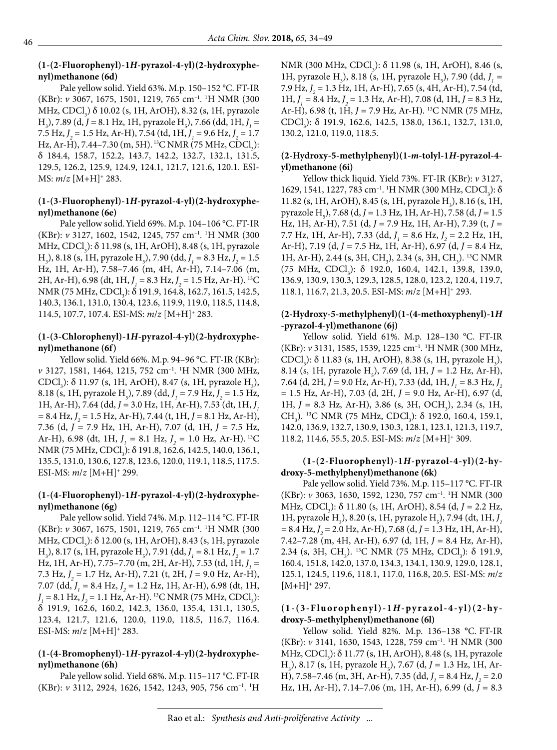### (1-(2-Fluorophenyl)-1*H*-pyrazol-4-yl)(2-hydroxyphenyl)methanone (6d)

Pale yellow solid. Yield 63%. M.p. 150–152 °C. FT-IR (KBr): *ν* 3067, 1675, 1501, 1219, 765 cm$^{-1}$. $^{1}$H NMR (300 MHz, $CDCl_3$) δ 10.02 (s, 1H, ArOH), 8.32 (s, 1H, pyrazole $H_3$), 7.89 (d, *J* = 8.1 Hz, 1H, pyrazole $H_5$), 7.66 (dd, 1H, $J_1$ = 7.5 Hz, $J_2$ = 1.5 Hz, Ar-H), 7.54 (td, 1H, $J_1$ = 9.6 Hz, $J_2$ = 1.7 Hz, Ar-H), 7.44–7.30 (m, 5H). $^{13}$C NMR (75 MHz, $CDCl_3$): δ 184.4, 158.7, 152.2, 143.7, 142.2, 132.7, 132.1, 131.5, 129.5, 126.2, 125.9, 124.9, 124.1, 121.7, 121.6, 120.1. ESI-MS: *m*/*z* [M+H]$^{+}$ 283.

### (1-(3-Fluorophenyl)-1*H*-pyrazol-4-yl)(2-hydroxyphenyl)methanone (6e)

Pale yellow solid. Yield 69%. M.p. 104–106 °C. FT-IR (KBr): *ν* 3127, 1602, 1542, 1245, 757 cm$^{-1}$. $^{1}$H NMR (300 MHz, $CDCl_3$): δ 11.98 (s, 1H, ArOH), 8.48 (s, 1H, pyrazole $H_3$), 8.18 (s, 1H, pyrazole $H_5$), 7.90 (dd, $J_1$ = 8.3 Hz, $J_2$ = 1.5 Hz, 1H, Ar-H), 7.58–7.46 (m, 4H, Ar-H), 7.14–7.06 (m, 2H, Ar-H), 6.98 (dt, 1H, $J_1$ = 8.3 Hz, $J_2$ = 1.5 Hz, Ar-H). $^{13}$C NMR (75 MHz, $CDCl_3$): δ 191.9, 164.8, 162.7, 161.5, 142.5, 140.3, 136.1, 131.0, 130.4, 123.6, 119.9, 119.0, 118.5, 114.8, 114.5, 107.7, 107.4. ESI-MS: *m*/*z* [M+H]$^{+}$ 283.

### (1-(3-Chlorophenyl)-1*H*-pyrazol-4-yl)(2-hydroxyphenyl)methanone (6f)

Yellow solid. Yield 66%. M.p. 94–96 °C. FT-IR (KBr): *ν* 3127, 1581, 1464, 1215, 752 cm$^{-1}$. $^{1}$H NMR (300 MHz, $CDCl_3$): δ 11.97 (s, 1H, ArOH), 8.47 (s, 1H, pyrazole $H_3$), 8.18 (s, 1H, pyrazole $H_5$), 7.89 (dd, $J_1$ = 7.9 Hz, $J_2$ = 1.5 Hz, 1H, Ar-H), 7.64 (dd, *J* = 3.0 Hz, 1H, Ar-H), 7.53 (dt, 1H, $J_1$ = 8.4 Hz, $J_2$ = 1.5 Hz, Ar-H), 7.44 (t, 1H, *J* = 8.1 Hz, Ar-H), 7.36 (d, *J* = 7.9 Hz, 1H, Ar-H), 7.07 (d, 1H, *J* = 7.5 Hz, Ar-H), 6.98 (dt, 1H, $J_1$ = 8.1 Hz, $J_2$ = 1.0 Hz, Ar-H). $^{13}$C NMR (75 MHz, $CDCl_3$): δ 191.8, 162.6, 142.5, 140.0, 136.1, 135.5, 131.0, 130.6, 127.8, 123.6, 120.0, 119.1, 118.5, 117.5. ESI-MS: *m*/*z* [M+H]$^{+}$ 299.

### (1-(4-Fluorophenyl)-1*H*-pyrazol-4-yl)(2-hydroxyphenyl)methanone (6g)

Pale yellow solid. Yield 74%. M.p. 112–114 °C. FT-IR (KBr): *ν* 3067, 1675, 1501, 1219, 765 cm$^{-1}$. $^{1}$H NMR (300 MHz, $CDCl_3$): δ 12.00 (s, 1H, ArOH), 8.43 (s, 1H, pyrazole $H_3$), 8.17 (s, 1H, pyrazole $H_5$), 7.91 (dd, $J_1$ = 8.1 Hz, $J_2$ = 1.7 Hz, 1H, Ar-H), 7.75–7.70 (m, 2H, Ar-H), 7.53 (td, 1H, $J_1$ = 7.3 Hz, $J_2$ = 1.7 Hz, Ar-H), 7.21 (t, 2H, *J* = 9.0 Hz, Ar-H), 7.07 (dd, $J_1$ = 8.4 Hz, $J_2$ = 1.2 Hz, 1H, Ar-H), 6.98 (dt, 1H, $J_1$ = 8.1 Hz, $J_2$ = 1.1 Hz, Ar-H). $^{13}$C NMR (75 MHz, $CDCl_3$): δ 191.9, 162.6, 160.2, 142.3, 136.0, 135.4, 131.1, 130.5, 123.4, 121.7, 121.6, 120.0, 119.0, 118.5, 116.7, 116.4. ESI-MS: *m*/*z* [M+H]$^{+}$ 283.

### (1-(4-Bromophenyl)-1*H*-pyrazol-4-yl)(2-hydroxyphenyl)methanone (6h)

Pale yellow solid. Yield 68%. M.p. 115–117 °C. FT-IR (KBr): *ν* 3112, 2924, 1626, 1542, 1243, 905, 756 cm$^{-1}$. $^{1}$H NMR (300 MHz, $CDCl_3$): δ 11.98 (s, 1H, ArOH), 8.46 (s, 1H, pyrazole $H_3$), 8.18 (s, 1H, pyrazole $H_5$), 7.90 (dd, $J_1$ = 7.9 Hz, $J_2$ = 1.3 Hz, 1H, Ar-H), 7.65 (s, 4H, Ar-H), 7.54 (td, 1H, $J_1$ = 8.4 Hz, $J_2$ = 1.3 Hz, Ar-H), 7.08 (d, 1H, *J* = 8.3 Hz, Ar-H), 6.98 (t, 1H, *J* = 7.9 Hz, Ar-H). $^{13}$C NMR (75 MHz, $CDCl_3$): δ 191.9, 162.6, 142.5, 138.0, 136.1, 132.7, 131.0, 130.2, 121.0, 119.0, 118.5.

### (2-Hydroxy-5-methylphenyl)(1-*m*-tolyl-1*H*-pyrazol-4-yl)methanone (6i)

Yellow thick liquid. Yield 73%. FT-IR (KBr): *ν* 3127, 1629, 1541, 1227, 783 cm$^{-1}$. $^{1}$H NMR (300 MHz, $CDCl_3$): δ 11.82 (s, 1H, ArOH), 8.45 (s, 1H, pyrazole $H_3$), 8.16 (s, 1H, pyrazole $H_5$), 7.68 (d, *J* = 1.3 Hz, 1H, Ar-H), 7.58 (d, *J* = 1.5 Hz, 1H, Ar-H), 7.51 (d, *J* = 7.9 Hz, 1H, Ar-H), 7.39 (t, *J* = 7.7 Hz, 1H, Ar-H), 7.33 (dd, $J_1$ = 8.6 Hz, $J_2$ = 2.2 Hz, 1H, Ar-H), 7.19 (d, *J* = 7.5 Hz, 1H, Ar-H), 6.97 (d, *J* = 8.4 Hz, 1H, Ar-H), 2.44 (s, 3H, $CH_3$), 2.34 (s, 3H, $CH_3$). $^{13}$C NMR (75 MHz, $CDCl_3$): δ 192.0, 160.4, 142.1, 139.8, 139.0, 136.9, 130.9, 130.3, 129.3, 128.5, 128.0, 123.2, 120.4, 119.7, 118.1, 116.7, 21.3, 20.5. ESI-MS: *m*/*z* [M+H]$^{+}$ 293.

### (2-Hydroxy-5-methylphenyl)(1-(4-methoxyphenyl)-1*H*-pyrazol-4-yl)methanone (6j)

Yellow solid. Yield 61%. M.p. 128–130 °C. FT-IR (KBr): *ν* 3131, 1585, 1539, 1225 cm$^{-1}$. $^{1}$H NMR (300 MHz, $CDCl_3$): δ 11.83 (s, 1H, ArOH), 8.38 (s, 1H, pyrazole $H_3$), 8.14 (s, 1H, pyrazole $H_5$), 7.69 (d, 1H, *J* = 1.2 Hz, Ar-H), 7.64 (d, 2H, *J* = 9.0 Hz, Ar-H), 7.33 (dd, 1H, $J_1$ = 8.3 Hz, $J_2$ = 1.5 Hz, Ar-H), 7.03 (d, 2H, *J* = 9.0 Hz, Ar-H), 6.97 (d, 1H, *J* = 8.3 Hz, Ar-H), 3.86 (s, 3H, $OCH_3$), 2.34 (s, 1H, $CH_3$). $^{13}$C NMR (75 MHz, $CDCl_3$): δ 192.0, 160.4, 159.1, 142.0, 136.9, 132.7, 130.9, 130.3, 128.1, 123.1, 121.3, 119.7, 118.2, 114.6, 55.5, 20.5. ESI-MS: *m*/*z* [M+H]$^{+}$ 309.

### (1-(2-Fluorophenyl)-1*H*-pyrazol-4-yl)(2-hydroxy-5-methylphenyl)methanone (6k)

Pale yellow solid. Yield 73%. M.p. 115–117 °C. FT-IR (KBr): *ν* 3063, 1630, 1592, 1230, 757 cm$^{-1}$. $^{1}$H NMR (300 MHz, $CDCl_3$): δ 11.80 (s, 1H, ArOH), 8.54 (d, *J* = 2.2 Hz, 1H, pyrazole $H_3$), 8.20 (s, 1H, pyrazole $H_5$), 7.94 (dt, 1H, $J_1$ = 8.4 Hz, $J_2$ = 2.0 Hz, Ar-H), 7.68 (d, *J* = 1.3 Hz, 1H, Ar-H), 7.42–7.28 (m, 4H, Ar-H), 6.97 (d, 1H, *J* = 8.4 Hz, Ar-H), 2.34 (s, 3H, $CH_3$). $^{13}$C NMR (75 MHz, $CDCl_3$): δ 191.9, 160.4, 151.8, 142.0, 137.0, 134.3, 134.1, 130.9, 129.0, 128.1, 125.1, 124.5, 119.6, 118.1, 117.0, 116.8, 20.5. ESI-MS: *m*/*z* [M+H]$^{+}$ 297.

### (1-(3-Fluorophenyl)-1*H*-pyrazol-4-yl)(2-hydroxy-5-methylphenyl)methanone (6l)

Yellow solid. Yield 82%. M.p. 136–138 °C. FT-IR (KBr): *ν* 3141, 1630, 1543, 1228, 759 cm$^{-1}$. $^{1}$H NMR (300 MHz, $CDCl_3$): δ 11.77 (s, 1H, ArOH), 8.48 (s, 1H, pyrazole $H_3$), 8.17 (s, 1H, pyrazole $H_5$), 7.67 (d, *J* = 1.3 Hz, 1H, Ar-H), 7.58–7.46 (m, 3H, Ar-H), 7.35 (dd, $J_1$ = 8.4 Hz, $J_2$ = 2.0 Hz, 1H, Ar-H), 7.14–7.06 (m, 1H, Ar-H), 6.99 (d, *J* = 8.3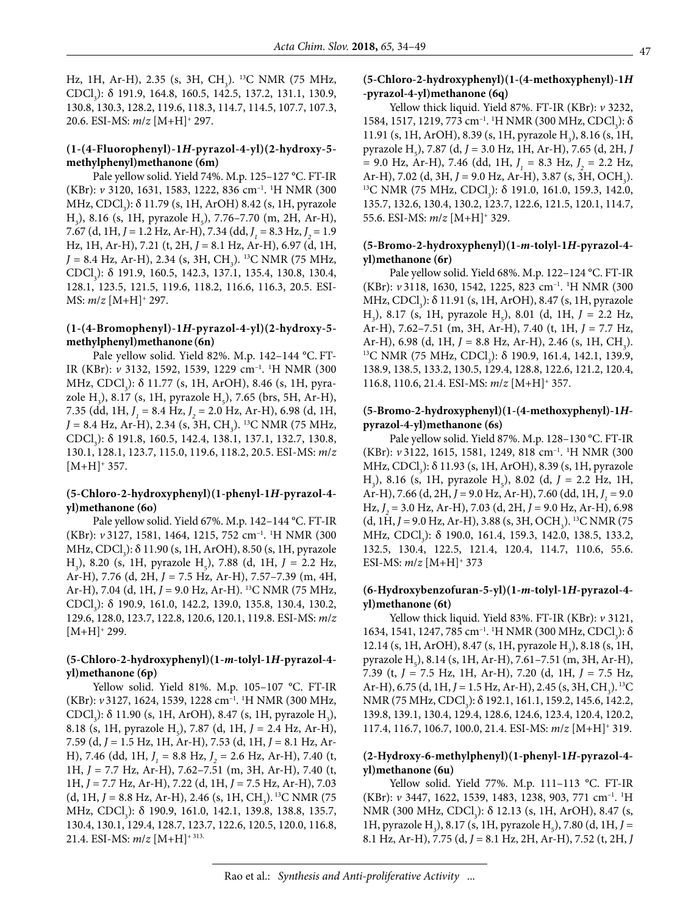Hz, 1H, Ar-H), 2.35 (s, 3H, $CH_3$). $^{13}C$ NMR (75 MHz, $CDCl_3$): δ 191.9, 164.8, 160.5, 142.5, 137.2, 131.1, 130.9, 130.8, 130.3, 128.2, 119.6, 118.3, 114.7, 114.5, 107.7, 107.3, 20.6. ESI-MS: *m*/*z* $[M+H]^+$ 297.

### (1-(4-Fluorophenyl)-1*H*-pyrazol-4-yl)(2-hydroxy-5-methylphenyl)methanone (6m)

Pale yellow solid. Yield 74%. M.p. 125–127 °C. FT-IR (KBr): *v* 3120, 1631, 1583, 1222, 836 cm$^{-1}$. $^1H$ NMR (300 MHz, $CDCl_3$): δ 11.79 (s, 1H, ArOH) 8.42 (s, 1H, pyrazole $H_3$), 8.16 (s, 1H, pyrazole $H_5$), 7.76–7.70 (m, 2H, Ar-H), 7.67 (d, 1H, *J* = 1.2 Hz, Ar-H), 7.34 (dd, $J_1$ = 8.3 Hz, $J_2$ = 1.9 Hz, 1H, Ar-H), 7.21 (t, 2H, *J* = 8.1 Hz, Ar-H), 6.97 (d, 1H, *J* = 8.4 Hz, Ar-H), 2.34 (s, 3H, $CH_3$). $^{13}C$ NMR (75 MHz, $CDCl_3$): δ 191.9, 160.5, 142.3, 137.1, 135.4, 130.8, 130.4, 128.1, 123.5, 121.5, 119.6, 118.2, 116.6, 116.3, 20.5. ESI-MS: *m*/*z* $[M+H]^+$ 297.

### (1-(4-Bromophenyl)-1*H*-pyrazol-4-yl)(2-hydroxy-5-methylphenyl)methanone (6n)

Pale yellow solid. Yield 82%. M.p. 142–144 °C. FT-IR (KBr): *v* 3132, 1592, 1539, 1229 cm$^{-1}$. $^1H$ NMR (300 MHz, $CDCl_3$): δ 11.77 (s, 1H, ArOH), 8.46 (s, 1H, pyrazole $H_3$), 8.17 (s, 1H, pyrazole $H_5$), 7.65 (brs, 5H, Ar-H), 7.35 (dd, 1H, $J_1$ = 8.4 Hz, $J_2$ = 2.0 Hz, Ar-H), 6.98 (d, 1H, *J* = 8.4 Hz, Ar-H), 2.34 (s, 3H, $CH_3$). $^{13}C$ NMR (75 MHz, $CDCl_3$): δ 191.8, 160.5, 142.4, 138.1, 137.1, 132.7, 130.8, 130.1, 128.1, 123.7, 115.0, 119.6, 118.2, 20.5. ESI-MS: *m*/*z* $[M+H]^+$ 357.

### (5-Chloro-2-hydroxyphenyl)(1-phenyl-1*H*-pyrazol-4-yl)methanone (6o)

Pale yellow solid. Yield 67%. M.p. 142–144 °C. FT-IR (KBr): *v* 3127, 1581, 1464, 1215, 752 cm$^{-1}$. $^1H$ NMR (300 MHz, $CDCl_3$): δ 11.90 (s, 1H, ArOH), 8.50 (s, 1H, pyrazole $H_3$), 8.20 (s, 1H, pyrazole $H_5$), 7.88 (d, 1H, *J* = 2.2 Hz, Ar-H), 7.76 (d, 2H, *J* = 7.5 Hz, Ar-H), 7.57–7.39 (m, 4H, Ar-H), 7.04 (d, 1H, *J* = 9.0 Hz, Ar-H). $^{13}C$ NMR (75 MHz, $CDCl_3$): δ 190.9, 161.0, 142.2, 139.0, 135.8, 130.4, 130.2, 129.6, 128.0, 123.7, 122.8, 120.6, 120.1, 119.8. ESI-MS: *m*/*z* $[M+H]^+$ 299.

### (5-Chloro-2-hydroxyphenyl)(1-*m*-tolyl-1*H*-pyrazol-4-yl)methanone (6p)

Yellow solid. Yield 81%. M.p. 105–107 °C. FT-IR (KBr): *v* 3127, 1624, 1539, 1228 cm$^{-1}$. $^1H$ NMR (300 MHz, $CDCl_3$): δ 11.90 (s, 1H, ArOH), 8.47 (s, 1H, pyrazole $H_3$), 8.18 (s, 1H, pyrazole $H_5$), 7.87 (d, 1H, *J* = 2.4 Hz, Ar-H), 7.59 (d, *J* = 1.5 Hz, 1H, Ar-H), 7.53 (d, 1H, *J* = 8.1 Hz, Ar-H), 7.46 (dd, 1H, $J_1$ = 8.8 Hz, $J_2$ = 2.6 Hz, Ar-H), 7.40 (t, 1H, *J* = 7.7 Hz, Ar-H), 7.62–7.51 (m, 3H, Ar-H), 7.40 (t, 1H, *J* = 7.7 Hz, Ar-H), 7.22 (d, 1H, *J* = 7.5 Hz, Ar-H), 7.03 (d, 1H, *J* = 8.8 Hz, Ar-H), 2.46 (s, 1H, $CH_3$). $^{13}C$ NMR (75 MHz, $CDCl_3$): δ 190.9, 161.0, 142.1, 139.8, 138.8, 135.7, 130.4, 130.1, 129.4, 128.7, 123.7, 122.6, 120.5, 120.0, 116.8, 21.4. ESI-MS: *m*/*z* $[M+H]^+$ 313.

### (5-Chloro-2-hydroxyphenyl)(1-(4-methoxyphenyl)-1*H*-pyrazol-4-yl)methanone (6q)

Yellow thick liquid. Yield 87%. FT-IR (KBr): *v* 3232, 1584, 1517, 1219, 773 cm$^{-1}$. $^1H$ NMR (300 MHz, $CDCl_3$): δ 11.91 (s, 1H, ArOH), 8.39 (s, 1H, pyrazole $H_3$), 8.16 (s, 1H, pyrazole $H_5$), 7.87 (d, *J* = 3.0 Hz, 1H, Ar-H), 7.65 (d, 2H, *J* = 9.0 Hz, Ar-H), 7.46 (dd, 1H, $J_1$ = 8.3 Hz, $J_2$ = 2.2 Hz, Ar-H), 7.02 (d, 3H, *J* = 9.0 Hz, Ar-H), 3.87 (s, 3H, $OCH_3$). $^{13}C$ NMR (75 MHz, $CDCl_3$): δ 191.0, 161.0, 159.3, 142.0, 135.7, 132.6, 130.4, 130.2, 123.7, 122.6, 121.5, 120.1, 114.7, 55.6. ESI-MS: *m*/*z* $[M+H]^+$ 329.

### (5-Bromo-2-hydroxyphenyl)(1-*m*-tolyl-1*H*-pyrazol-4-yl)methanone (6r)

Pale yellow solid. Yield 68%. M.p. 122–124 °C. FT-IR (KBr): *v* 3118, 1630, 1542, 1225, 823 cm$^{-1}$. $^1H$ NMR (300 MHz, $CDCl_3$): δ 11.91 (s, 1H, ArOH), 8.47 (s, 1H, pyrazole $H_3$), 8.17 (s, 1H, pyrazole $H_5$), 8.01 (d, 1H, *J* = 2.2 Hz, Ar-H), 7.62–7.51 (m, 3H, Ar-H), 7.40 (t, 1H, *J* = 7.7 Hz, Ar-H), 6.98 (d, 1H, *J* = 8.8 Hz, Ar-H), 2.46 (s, 1H, $CH_3$). $^{13}C$ NMR (75 MHz, $CDCl_3$): δ 190.9, 161.4, 142.1, 139.9, 138.9, 138.5, 133.2, 130.5, 129.4, 128.8, 122.6, 121.2, 120.4, 116.8, 110.6, 21.4. ESI-MS: *m*/*z* $[M+H]^+$ 357.

### (5-Bromo-2-hydroxyphenyl)(1-(4-methoxyphenyl)-1*H*-pyrazol-4-yl)methanone (6s)

Pale yellow solid. Yield 87%. M.p. 128–130 °C. FT-IR (KBr): *v* 3122, 1615, 1581, 1249, 818 cm$^{-1}$. $^1H$ NMR (300 MHz, $CDCl_3$): δ 11.93 (s, 1H, ArOH), 8.39 (s, 1H, pyrazole $H_3$), 8.16 (s, 1H, pyrazole $H_5$), 8.02 (d, *J* = 2.2 Hz, 1H, Ar-H), 7.66 (d, 2H, *J* = 9.0 Hz, Ar-H), 7.60 (dd, 1H, $J_1$ = 9.0 Hz, $J_2$ = 3.0 Hz, Ar-H), 7.03 (d, 2H, *J* = 9.0 Hz, Ar-H), 6.98 (d, 1H, *J* = 9.0 Hz, Ar-H), 3.88 (s, 3H, $OCH_3$). $^{13}C$ NMR (75 MHz, $CDCl_3$): δ 190.0, 161.4, 159.3, 142.0, 138.5, 133.2, 132.5, 130.4, 122.5, 121.4, 120.4, 114.7, 110.6, 55.6. ESI-MS: *m*/*z* $[M+H]^+$ 373

### (6-Hydroxybenzofuran-5-yl)(1-*m*-tolyl-1*H*-pyrazol-4-yl)methanone (6t)

Yellow thick liquid. Yield 83%. FT-IR (KBr): *v* 3121, 1634, 1541, 1247, 785 cm$^{-1}$. $^1H$ NMR (300 MHz, $CDCl_3$): δ 12.14 (s, 1H, ArOH), 8.47 (s, 1H, pyrazole $H_3$), 8.18 (s, 1H, pyrazole $H_5$), 8.14 (s, 1H, Ar-H), 7.61–7.51 (m, 3H, Ar-H), 7.39 (t, *J* = 7.5 Hz, 1H, Ar-H), 7.20 (d, 1H, *J* = 7.5 Hz, Ar-H), 7.02 (d, 1H, *J* = 9.0 Hz, Ar-H), 6.75 (d, 1H, *J* = 1.5 Hz, Ar-H), 2.45 (s, 3H, $CH_3$). $^{13}C$ NMR (75 MHz, $CDCl_3$): δ 192.1, 161.1, 159.2, 145.6, 142.2, 139.8, 139.1, 130.4, 129.4, 128.6, 124.6, 123.4, 120.4, 120.2, 117.4, 116.7, 106.7, 100.0, 21.4. ESI-MS: *m*/*z* $[M+H]^+$ 319.

### (2-Hydroxy-6-methylphenyl)(1-phenyl-1*H*-pyrazol-4-yl)methanone (6u)

Yellow solid. Yield 77%. M.p. 111–113 °C. FT-IR (KBr): *v* 3447, 1622, 1539, 1483, 1238, 903, 771 cm$^{-1}$. $^1H$ NMR (300 MHz, $CDCl_3$): δ 12.13 (s, 1H, ArOH), 8.47 (s, 1H, pyrazole $H_3$), 8.17 (s, 1H, pyrazole $H_5$), 7.80 (d, 1H, *J* = 8.1 Hz, Ar-H), 7.75 (d, *J* = 8.1 Hz, 2H, Ar-H), 7.52 (t, 2H, *J*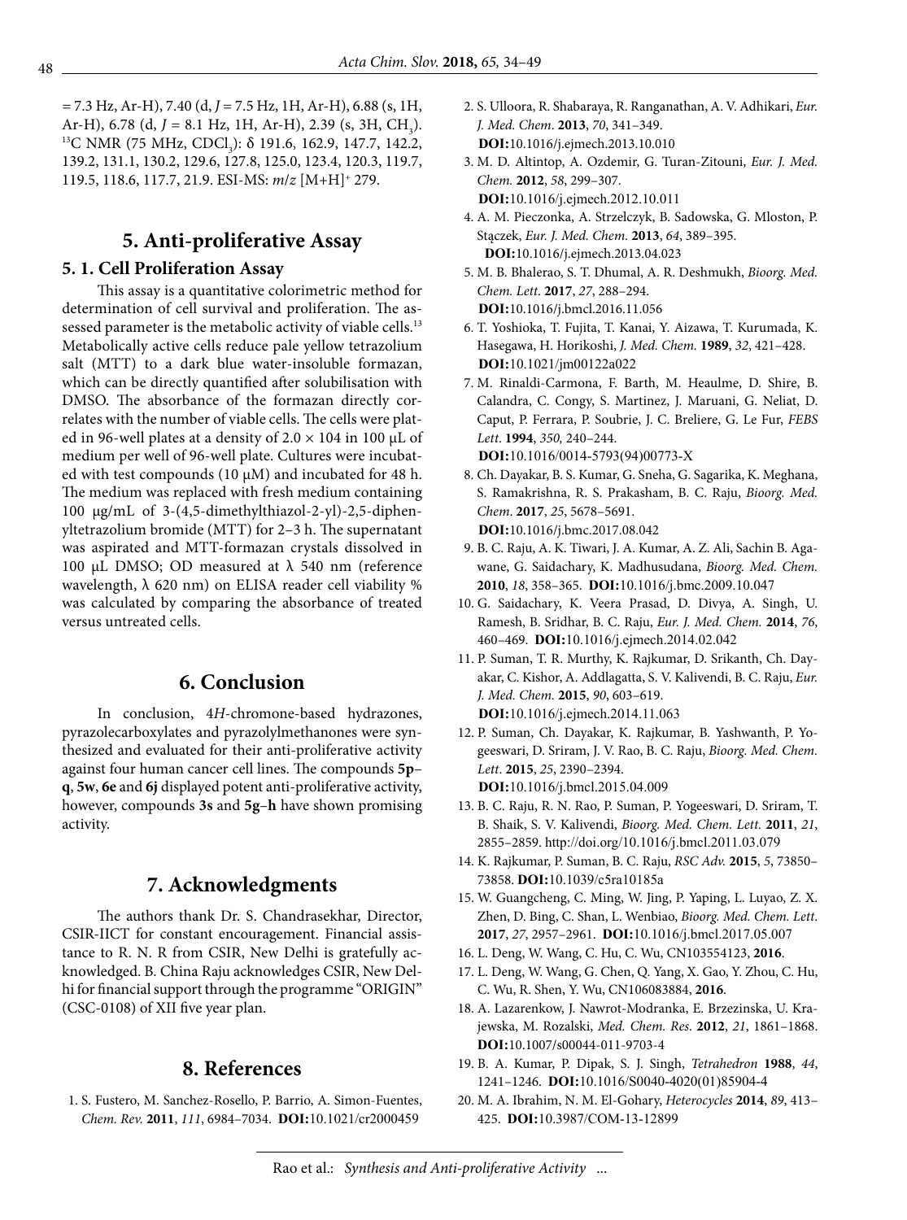= 7.3 Hz, Ar-H), 7.40 (d, $J$ = 7.5 Hz, 1H, Ar-H), 6.88 (s, 1H, Ar-H), 6.78 (d, $J$ = 8.1 Hz, 1H, Ar-H), 2.39 (s, 3H, $CH_3$). $^{13}C$ NMR (75 MHz, $CDCl_3$): δ 191.6, 162.9, 147.7, 142.2, 139.2, 131.1, 130.2, 129.6, 127.8, 125.0, 123.4, 120.3, 119.7, 119.5, 118.6, 117.7, 21.9. ESI-MS: $m/z$ $[M+H]^+$ 279.

## 5. Anti-proliferative Assay

### 5. 1. Cell Proliferation Assay

This assay is a quantitative colorimetric method for determination of cell survival and proliferation. The assessed parameter is the metabolic activity of viable cells.[13] Metabolically active cells reduce pale yellow tetrazolium salt (MTT) to a dark blue water-insoluble formazan, which can be directly quantified after solubilisation with DMSO. The absorbance of the formazan directly correlates with the number of viable cells. The cells were plated in 96-well plates at a density of $2.0 \times 104$ in 100 μL of medium per well of 96-well plate. Cultures were incubated with test compounds (10 μM) and incubated for 48 h. The medium was replaced with fresh medium containing 100 μg/mL of 3-(4,5-dimethylthiazol-2-yl)-2,5-diphenyltetrazolium bromide (MTT) for 2–3 h. The supernatant was aspirated and MTT-formazan crystals dissolved in 100 μL DMSO; OD measured at λ 540 nm (reference wavelength, λ 620 nm) on ELISA reader cell viability % was calculated by comparing the absorbance of treated versus untreated cells.

## 6. Conclusion

In conclusion, 4*H*-chromone-based hydrazones, pyrazolecarboxylates and pyrazolylmethanones were synthesized and evaluated for their anti-proliferative activity against four human cancer cell lines. The compounds **5p–q**, **5w**, **6e** and **6j** displayed potent anti-proliferative activity, however, compounds **3s** and **5g–h** have shown promising activity.

## 7. Acknowledgments

The authors thank Dr. S. Chandrasekhar, Director, CSIR-IICT for constant encouragement. Financial assistance to R. N. R from CSIR, New Delhi is gratefully acknowledged. B. China Raju acknowledges CSIR, New Delhi for financial support through the programme "ORIGIN" (CSC-0108) of XII five year plan.

## 8. References

1. S. Fustero, M. Sanchez-Rosello, P. Barrio, A. Simon-Fuentes, *Chem. Rev.* **2011**, *111*, 6984–7034. **DOI:**10.1021/cr2000459
2. S. Ulloora, R. Shabaraya, R. Ranganathan, A. V. Adhikari, *Eur. J. Med. Chem.* **2013**, *70*, 341–349. **DOI:**10.1016/j.ejmech.2013.10.010
3. M. D. Altintop, A. Ozdemir, G. Turan-Zitouni, *Eur. J. Med. Chem.* **2012**, *58*, 299–307. **DOI:**10.1016/j.ejmech.2012.10.011
4. A. M. Pieczonka, A. Strzelczyk, B. Sadowska, G. Mloston, P. Stączek, *Eur. J. Med. Chem.* **2013**, *64*, 389–395. **DOI:**10.1016/j.ejmech.2013.04.023
5. M. B. Bhalerao, S. T. Dhumal, A. R. Deshmukh, *Bioorg. Med. Chem. Lett.* **2017**, *27*, 288–294. **DOI:**10.1016/j.bmcl.2016.11.056
6. T. Yoshioka, T. Fujita, T. Kanai, Y. Aizawa, T. Kurumada, K. Hasegawa, H. Horikoshi, *J. Med. Chem.* **1989**, *32*, 421–428. **DOI:**10.1021/jm00122a022
7. M. Rinaldi-Carmona, F. Barth, M. Heaulme, D. Shire, B. Calandra, C. Congy, S. Martinez, J. Maruani, G. Neliat, D. Caput, P. Ferrara, P. Soubrie, J. C. Breliere, G. Le Fur, *FEBS Lett.* **1994**, *350,* 240–244. **DOI:**10.1016/0014-5793(94)00773-X
8. Ch. Dayakar, B. S. Kumar, G. Sneha, G. Sagarika, K. Meghana, S. Ramakrishna, R. S. Prakasham, B. C. Raju, *Bioorg. Med. Chem.* **2017**, *25*, 5678–5691. **DOI:**10.1016/j.bmc.2017.08.042
9. B. C. Raju, A. K. Tiwari, J. A. Kumar, A. Z. Ali, Sachin B. Agawane, G. Saidachary, K. Madhusudana, *Bioorg. Med. Chem.* **2010**, *18*, 358–365. **DOI:**10.1016/j.bmc.2009.10.047
10. G. Saidachary, K. Veera Prasad, D. Divya, A. Singh, U. Ramesh, B. Sridhar, B. C. Raju, *Eur. J. Med. Chem.* **2014**, *76*, 460–469. **DOI:**10.1016/j.ejmech.2014.02.042
11. P. Suman, T. R. Murthy, K. Rajkumar, D. Srikanth, Ch. Dayakar, C. Kishor, A. Addlagatta, S. V. Kalivendi, B. C. Raju, *Eur. J. Med. Chem.* **2015**, *90*, 603–619. **DOI:**10.1016/j.ejmech.2014.11.063
12. P. Suman, Ch. Dayakar, K. Rajkumar, B. Yashwanth, P. Yogeeswari, D. Sriram, J. V. Rao, B. C. Raju, *Bioorg. Med. Chem. Lett.* **2015**, *25*, 2390–2394. **DOI:**10.1016/j.bmcl.2015.04.009
13. B. C. Raju, R. N. Rao, P. Suman, P. Yogeeswari, D. Sriram, T. B. Shaik, S. V. Kalivendi, *Bioorg. Med. Chem. Lett.* **2011**, *21*, 2855–2859. http://doi.org/10.1016/j.bmcl.2011.03.079
14. K. Rajkumar, P. Suman, B. C. Raju, *RSC Adv.* **2015**, *5*, 73850–73858. **DOI:**10.1039/c5ra10185a
15. W. Guangcheng, C. Ming, W. Jing, P. Yaping, L. Luyao, Z. X. Zhen, D. Bing, C. Shan, L. Wenbiao, *Bioorg. Med. Chem. Lett.* **2017**, *27*, 2957–2961. **DOI:**10.1016/j.bmcl.2017.05.007
16. L. Deng, W. Wang, C. Hu, C. Wu, CN103554123, **2016**.
17. L. Deng, W. Wang, G. Chen, Q. Yang, X. Gao, Y. Zhou, C. Hu, C. Wu, R. Shen, Y. Wu, CN106083884, **2016**.
18. A. Lazarenkow, J. Nawrot-Modranka, E. Brzezinska, U. Krajewska, M. Rozalski, *Med. Chem. Res.* **2012**, *21*, 1861–1868. **DOI:**10.1007/s00044-011-9703-4
19. B. A. Kumar, P. Dipak, S. J. Singh, *Tetrahedron* **1988**, *44*, 1241–1246. **DOI:**10.1016/S0040-4020(01)85904-4
20. M. A. Ibrahim, N. M. El-Gohary, *Heterocycles* **2014**, *89*, 413–425. **DOI:**10.3987/COM-13-12899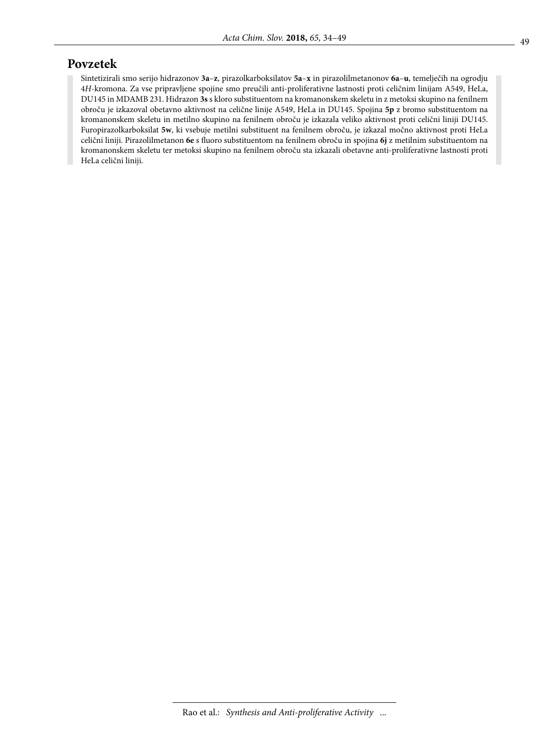# Povzetek

Sintetizirali smo serijo hidrazonov **3a**–**z**, pirazolkarboksilatov **5a**–**x** in pirazolilmetanonov **6a**–**u**, temelječih na ogrodju 4*H*-kromona. Za vse pripravljene spojine smo preučili anti-proliferativne lastnosti proti celičnim linijam A549, HeLa, DU145 in MDAMB 231. Hidrazon **3s** s kloro substituentom na kromanonskem skeletu in z metoksi skupino na fenilnem obroču je izkazoval obetavno aktivnost na celične linije A549, HeLa in DU145. Spojina **5p** z bromo substituentom na kromanonskem skeletu in metilno skupino na fenilnem obroču je izkazala veliko aktivnost proti celični liniji DU145. Furopirazolkarboksilat **5w**, ki vsebuje metilni substituent na fenilnem obroču, je izkazal močno aktivnost proti HeLa celični liniji. Pirazolilmetanon **6e** s fluoro substituentom na fenilnem obroču in spojina **6j** z metilnim substituentom na kromanonskem skeletu ter metoksi skupino na fenilnem obroču sta izkazali obetavne anti-proliferativne lastnosti proti HeLa celični liniji.